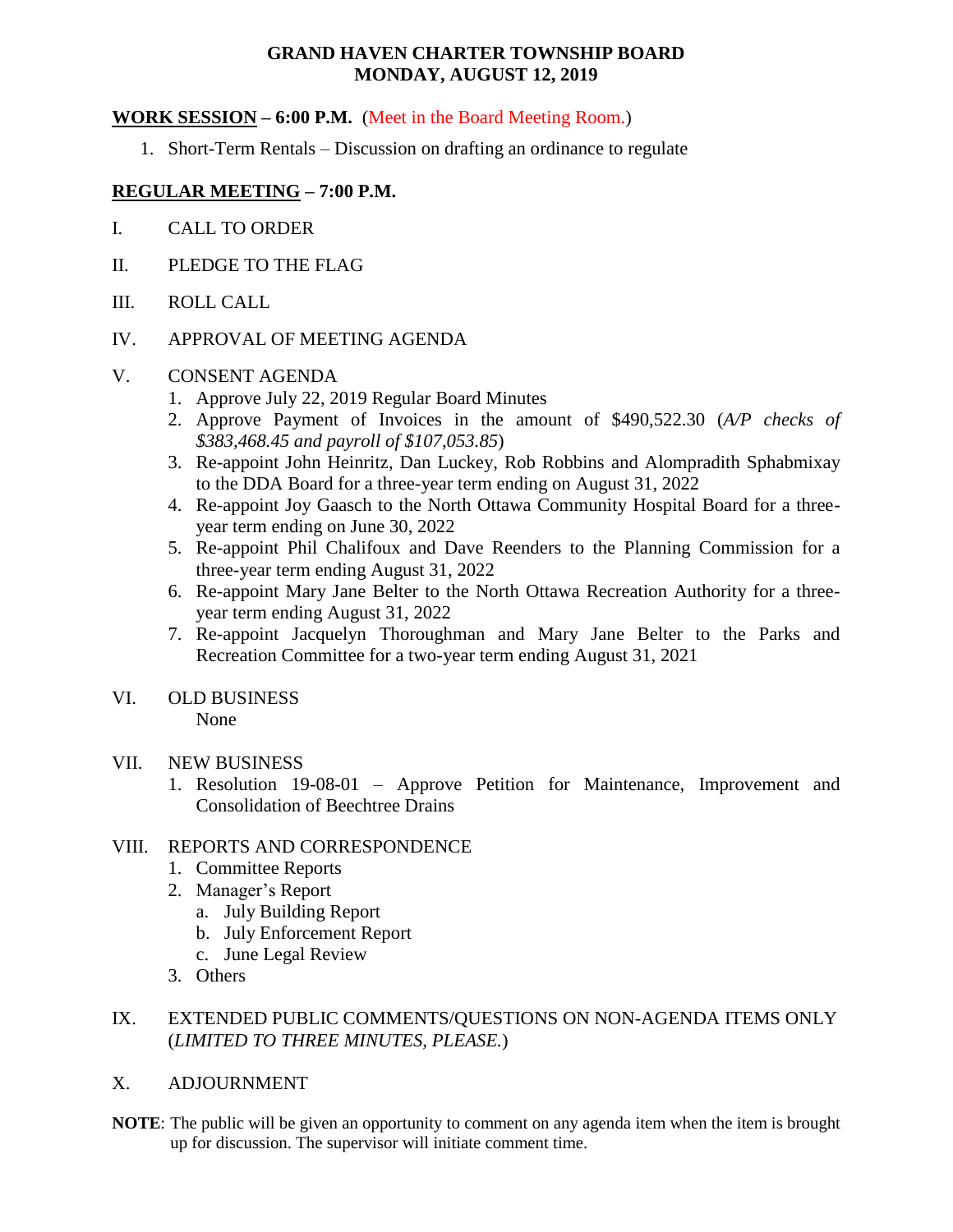# GRAND HAVEN CHARTER TOWNSHIP BOARD
# MONDAY, AUGUST 12, 2019

**WORK SESSION – 6:00 P.M.** (Meet in the Board Meeting Room.)

1. Short-Term Rentals – Discussion on drafting an ordinance to regulate

**REGULAR MEETING – 7:00 P.M.**

I. CALL TO ORDER

II. PLEDGE TO THE FLAG

III. ROLL CALL

IV. APPROVAL OF MEETING AGENDA

V. CONSENT AGENDA
   1. Approve July 22, 2019 Regular Board Minutes
   2. Approve Payment of Invoices in the amount of $490,522.30 (*A/P checks of $383,468.45 and payroll of $107,053.85*)
   3. Re-appoint John Heinritz, Dan Luckey, Rob Robbins and Alompradith Sphabmixay to the DDA Board for a three-year term ending on August 31, 2022
   4. Re-appoint Joy Gaasch to the North Ottawa Community Hospital Board for a three-year term ending on June 30, 2022
   5. Re-appoint Phil Chalifoux and Dave Reenders to the Planning Commission for a three-year term ending August 31, 2022
   6. Re-appoint Mary Jane Belter to the North Ottawa Recreation Authority for a three-year term ending August 31, 2022
   7. Re-appoint Jacquelyn Thoroughman and Mary Jane Belter to the Parks and Recreation Committee for a two-year term ending August 31, 2021

VI. OLD BUSINESS
   None

VII. NEW BUSINESS
   1. Resolution 19-08-01 – Approve Petition for Maintenance, Improvement and Consolidation of Beechtree Drains

VIII. REPORTS AND CORRESPONDENCE
   1. Committee Reports
   2. Manager's Report
      a. July Building Report
      b. July Enforcement Report
      c. June Legal Review
   3. Others

IX. EXTENDED PUBLIC COMMENTS/QUESTIONS ON NON-AGENDA ITEMS ONLY (*LIMITED TO THREE MINUTES, PLEASE.*)

X. ADJOURNMENT

**NOTE**: The public will be given an opportunity to comment on any agenda item when the item is brought up for discussion. The supervisor will initiate comment time.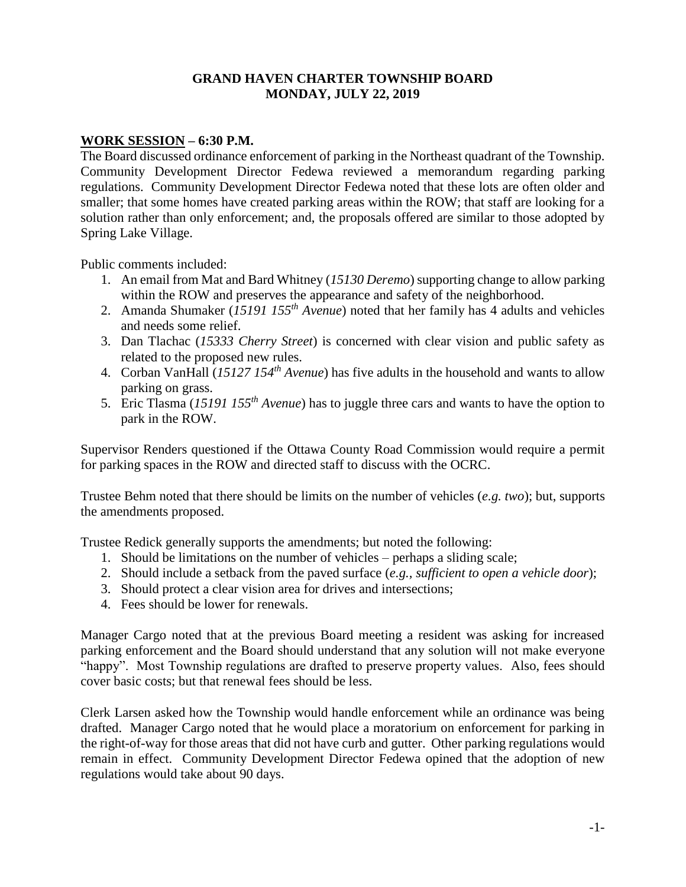**GRAND HAVEN CHARTER TOWNSHIP BOARD**
**MONDAY, JULY 22, 2019**

**WORK SESSION – 6:30 P.M.**

The Board discussed ordinance enforcement of parking in the Northeast quadrant of the Township. Community Development Director Fedewa reviewed a memorandum regarding parking regulations. Community Development Director Fedewa noted that these lots are often older and smaller; that some homes have created parking areas within the ROW; that staff are looking for a solution rather than only enforcement; and, the proposals offered are similar to those adopted by Spring Lake Village.

Public comments included:

1. An email from Mat and Bard Whitney (*15130 Deremo*) supporting change to allow parking within the ROW and preserves the appearance and safety of the neighborhood.
2. Amanda Shumaker (*15191 155th Avenue*) noted that her family has 4 adults and vehicles and needs some relief.
3. Dan Tlachac (*15333 Cherry Street*) is concerned with clear vision and public safety as related to the proposed new rules.
4. Corban VanHall (*15127 154th Avenue*) has five adults in the household and wants to allow parking on grass.
5. Eric Tlasma (*15191 155th Avenue*) has to juggle three cars and wants to have the option to park in the ROW.

Supervisor Renders questioned if the Ottawa County Road Commission would require a permit for parking spaces in the ROW and directed staff to discuss with the OCRC.

Trustee Behm noted that there should be limits on the number of vehicles (*e.g. two*); but, supports the amendments proposed.

Trustee Redick generally supports the amendments; but noted the following:

1. Should be limitations on the number of vehicles – perhaps a sliding scale;
2. Should include a setback from the paved surface (*e.g., sufficient to open a vehicle door*);
3. Should protect a clear vision area for drives and intersections;
4. Fees should be lower for renewals.

Manager Cargo noted that at the previous Board meeting a resident was asking for increased parking enforcement and the Board should understand that any solution will not make everyone "happy". Most Township regulations are drafted to preserve property values. Also, fees should cover basic costs; but that renewal fees should be less.

Clerk Larsen asked how the Township would handle enforcement while an ordinance was being drafted. Manager Cargo noted that he would place a moratorium on enforcement for parking in the right-of-way for those areas that did not have curb and gutter. Other parking regulations would remain in effect. Community Development Director Fedewa opined that the adoption of new regulations would take about 90 days.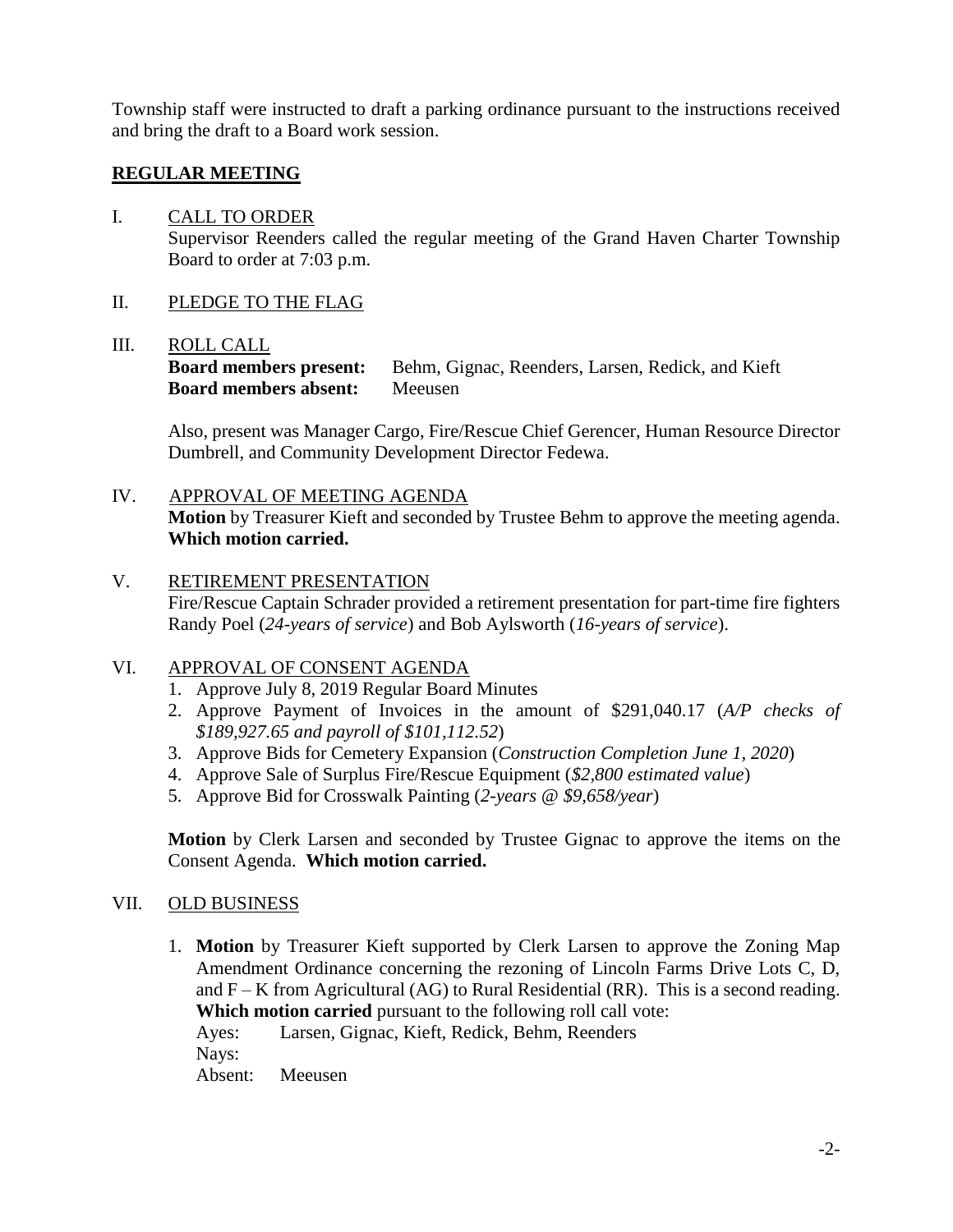Township staff were instructed to draft a parking ordinance pursuant to the instructions received and bring the draft to a Board work session.

## REGULAR MEETING

I. CALL TO ORDER
Supervisor Reenders called the regular meeting of the Grand Haven Charter Township Board to order at 7:03 p.m.

II. PLEDGE TO THE FLAG

III. ROLL CALL
**Board members present:** Behm, Gignac, Reenders, Larsen, Redick, and Kieft
**Board members absent:** Meeusen

Also, present was Manager Cargo, Fire/Rescue Chief Gerencer, Human Resource Director Dumbrell, and Community Development Director Fedewa.

IV. APPROVAL OF MEETING AGENDA
**Motion** by Treasurer Kieft and seconded by Trustee Behm to approve the meeting agenda. **Which motion carried.**

V. RETIREMENT PRESENTATION
Fire/Rescue Captain Schrader provided a retirement presentation for part-time fire fighters Randy Poel (*24-years of service*) and Bob Aylsworth (*16-years of service*).

VI. APPROVAL OF CONSENT AGENDA
1. Approve July 8, 2019 Regular Board Minutes
2. Approve Payment of Invoices in the amount of $291,040.17 (*A/P checks of $189,927.65 and payroll of $101,112.52*)
3. Approve Bids for Cemetery Expansion (*Construction Completion June 1, 2020*)
4. Approve Sale of Surplus Fire/Rescue Equipment (*$2,800 estimated value*)
5. Approve Bid for Crosswalk Painting (*2-years @ $9,658/year*)

**Motion** by Clerk Larsen and seconded by Trustee Gignac to approve the items on the Consent Agenda. **Which motion carried.**

VII. OLD BUSINESS

1. **Motion** by Treasurer Kieft supported by Clerk Larsen to approve the Zoning Map Amendment Ordinance concerning the rezoning of Lincoln Farms Drive Lots C, D, and F – K from Agricultural (AG) to Rural Residential (RR). This is a second reading. **Which motion carried** pursuant to the following roll call vote:
Ayes: Larsen, Gignac, Kieft, Redick, Behm, Reenders
Nays:
Absent: Meeusen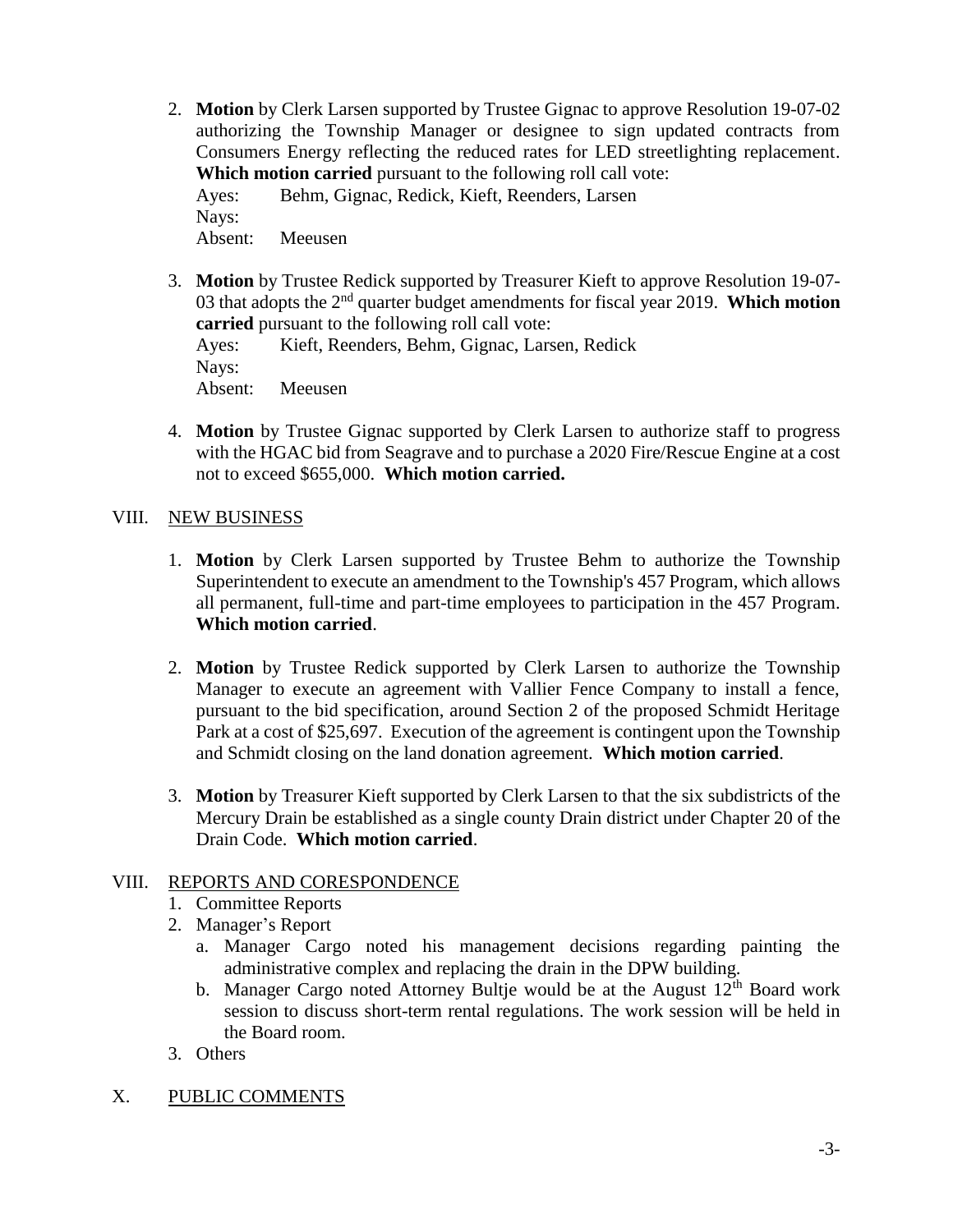2. **Motion** by Clerk Larsen supported by Trustee Gignac to approve Resolution 19-07-02 authorizing the Township Manager or designee to sign updated contracts from Consumers Energy reflecting the reduced rates for LED streetlighting replacement. **Which motion carried** pursuant to the following roll call vote:

   Ayes: Behm, Gignac, Redick, Kieft, Reenders, Larsen
   Nays:
   Absent: Meeusen

3. **Motion** by Trustee Redick supported by Treasurer Kieft to approve Resolution 19-07-03 that adopts the 2nd quarter budget amendments for fiscal year 2019. **Which motion carried** pursuant to the following roll call vote:

   Ayes: Kieft, Reenders, Behm, Gignac, Larsen, Redick
   Nays:
   Absent: Meeusen

4. **Motion** by Trustee Gignac supported by Clerk Larsen to authorize staff to progress with the HGAC bid from Seagrave and to purchase a 2020 Fire/Rescue Engine at a cost not to exceed $655,000. **Which motion carried.**

## VIII. NEW BUSINESS

1. **Motion** by Clerk Larsen supported by Trustee Behm to authorize the Township Superintendent to execute an amendment to the Township's 457 Program, which allows all permanent, full-time and part-time employees to participation in the 457 Program. **Which motion carried**.

2. **Motion** by Trustee Redick supported by Clerk Larsen to authorize the Township Manager to execute an agreement with Vallier Fence Company to install a fence, pursuant to the bid specification, around Section 2 of the proposed Schmidt Heritage Park at a cost of $25,697. Execution of the agreement is contingent upon the Township and Schmidt closing on the land donation agreement. **Which motion carried**.

3. **Motion** by Treasurer Kieft supported by Clerk Larsen to that the six subdistricts of the Mercury Drain be established as a single county Drain district under Chapter 20 of the Drain Code. **Which motion carried**.

## VIII. REPORTS AND CORESPONDENCE

1. Committee Reports
2. Manager's Report
   a. Manager Cargo noted his management decisions regarding painting the administrative complex and replacing the drain in the DPW building.
   b. Manager Cargo noted Attorney Bultje would be at the August 12th Board work session to discuss short-term rental regulations. The work session will be held in the Board room.
3. Others

## X. PUBLIC COMMENTS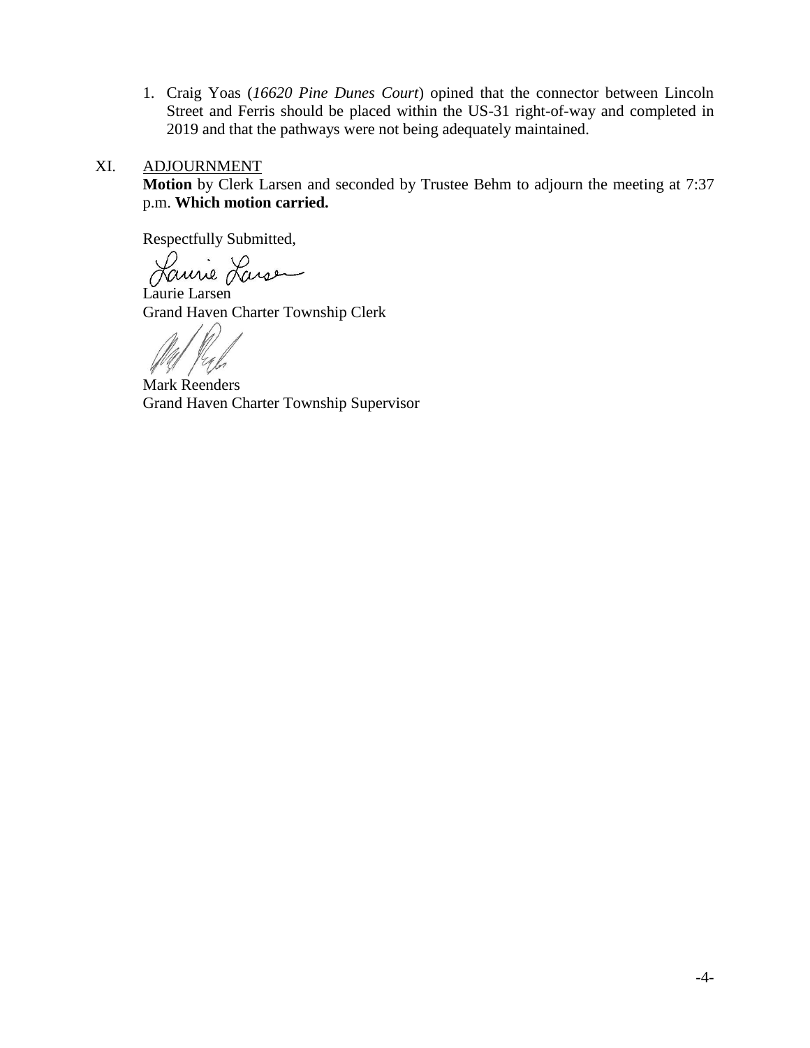1. Craig Yoas (*16620 Pine Dunes Court*) opined that the connector between Lincoln Street and Ferris should be placed within the US-31 right-of-way and completed in 2019 and that the pathways were not being adequately maintained.

## XI. ADJOURNMENT

**Motion** by Clerk Larsen and seconded by Trustee Behm to adjourn the meeting at 7:37 p.m. **Which motion carried.**

Respectfully Submitted,

Laurie Larsen
Grand Haven Charter Township Clerk

Mark Reenders
Grand Haven Charter Township Supervisor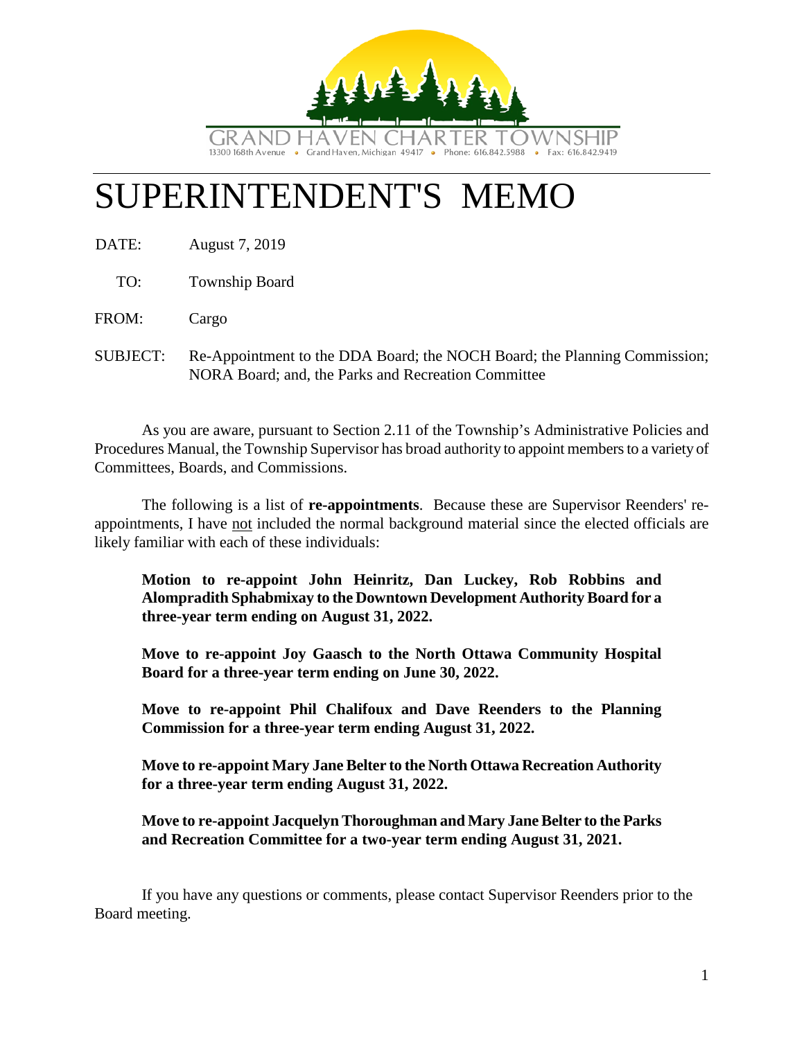GRAND HAVEN CHARTER TOWNSHIP

13300 168th Avenue • Grand Haven, Michigan 49417 • Phone: 616.842.5988 • Fax: 616.842.9419

# SUPERINTENDENT'S MEMO

DATE: August 7, 2019

TO: Township Board

FROM: Cargo

SUBJECT: Re-Appointment to the DDA Board; the NOCH Board; the Planning Commission; NORA Board; and, the Parks and Recreation Committee

As you are aware, pursuant to Section 2.11 of the Township's Administrative Policies and Procedures Manual, the Township Supervisor has broad authority to appoint members to a variety of Committees, Boards, and Commissions.

The following is a list of **re-appointments**. Because these are Supervisor Reenders' re-appointments, I have not included the normal background material since the elected officials are likely familiar with each of these individuals:

> **Motion to re-appoint John Heinritz, Dan Luckey, Rob Robbins and Alompradith Sphabmixay to the Downtown Development Authority Board for a three-year term ending on August 31, 2022.**
>
> **Move to re-appoint Joy Gaasch to the North Ottawa Community Hospital Board for a three-year term ending on June 30, 2022.**
>
> **Move to re-appoint Phil Chalifoux and Dave Reenders to the Planning Commission for a three-year term ending August 31, 2022.**
>
> **Move to re-appoint Mary Jane Belter to the North Ottawa Recreation Authority for a three-year term ending August 31, 2022.**
>
> **Move to re-appoint Jacquelyn Thoroughman and Mary Jane Belter to the Parks and Recreation Committee for a two-year term ending August 31, 2021.**

If you have any questions or comments, please contact Supervisor Reenders prior to the Board meeting.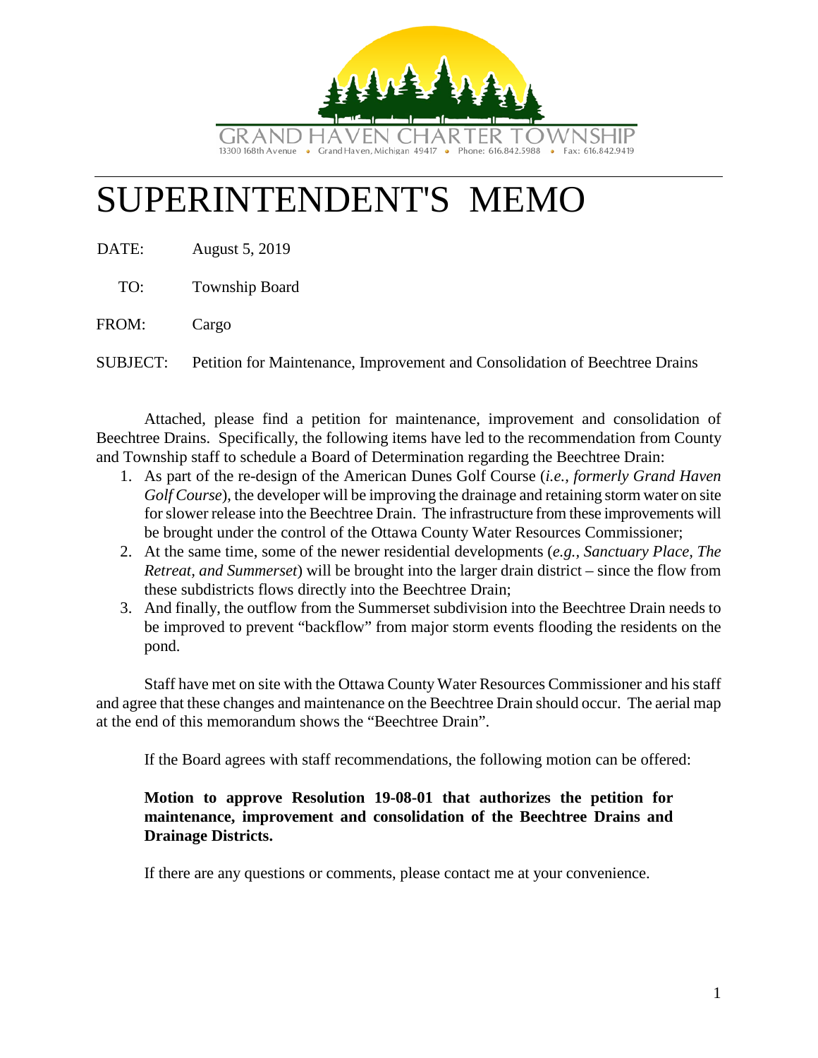GRAND HAVEN CHARTER TOWNSHIP
13300 168th Avenue • Grand Haven, Michigan 49417 • Phone: 616.842.5988 • Fax: 616.842.9419

# SUPERINTENDENT'S MEMO

DATE: August 5, 2019

TO: Township Board

FROM: Cargo

SUBJECT: Petition for Maintenance, Improvement and Consolidation of Beechtree Drains

Attached, please find a petition for maintenance, improvement and consolidation of Beechtree Drains. Specifically, the following items have led to the recommendation from County and Township staff to schedule a Board of Determination regarding the Beechtree Drain:

1. As part of the re-design of the American Dunes Golf Course (*i.e., formerly Grand Haven Golf Course*), the developer will be improving the drainage and retaining storm water on site for slower release into the Beechtree Drain. The infrastructure from these improvements will be brought under the control of the Ottawa County Water Resources Commissioner;
2. At the same time, some of the newer residential developments (*e.g., Sanctuary Place, The Retreat, and Summerset*) will be brought into the larger drain district – since the flow from these subdistricts flows directly into the Beechtree Drain;
3. And finally, the outflow from the Summerset subdivision into the Beechtree Drain needs to be improved to prevent "backflow" from major storm events flooding the residents on the pond.

Staff have met on site with the Ottawa County Water Resources Commissioner and his staff and agree that these changes and maintenance on the Beechtree Drain should occur. The aerial map at the end of this memorandum shows the "Beechtree Drain".

If the Board agrees with staff recommendations, the following motion can be offered:

**Motion to approve Resolution 19-08-01 that authorizes the petition for maintenance, improvement and consolidation of the Beechtree Drains and Drainage Districts.**

If there are any questions or comments, please contact me at your convenience.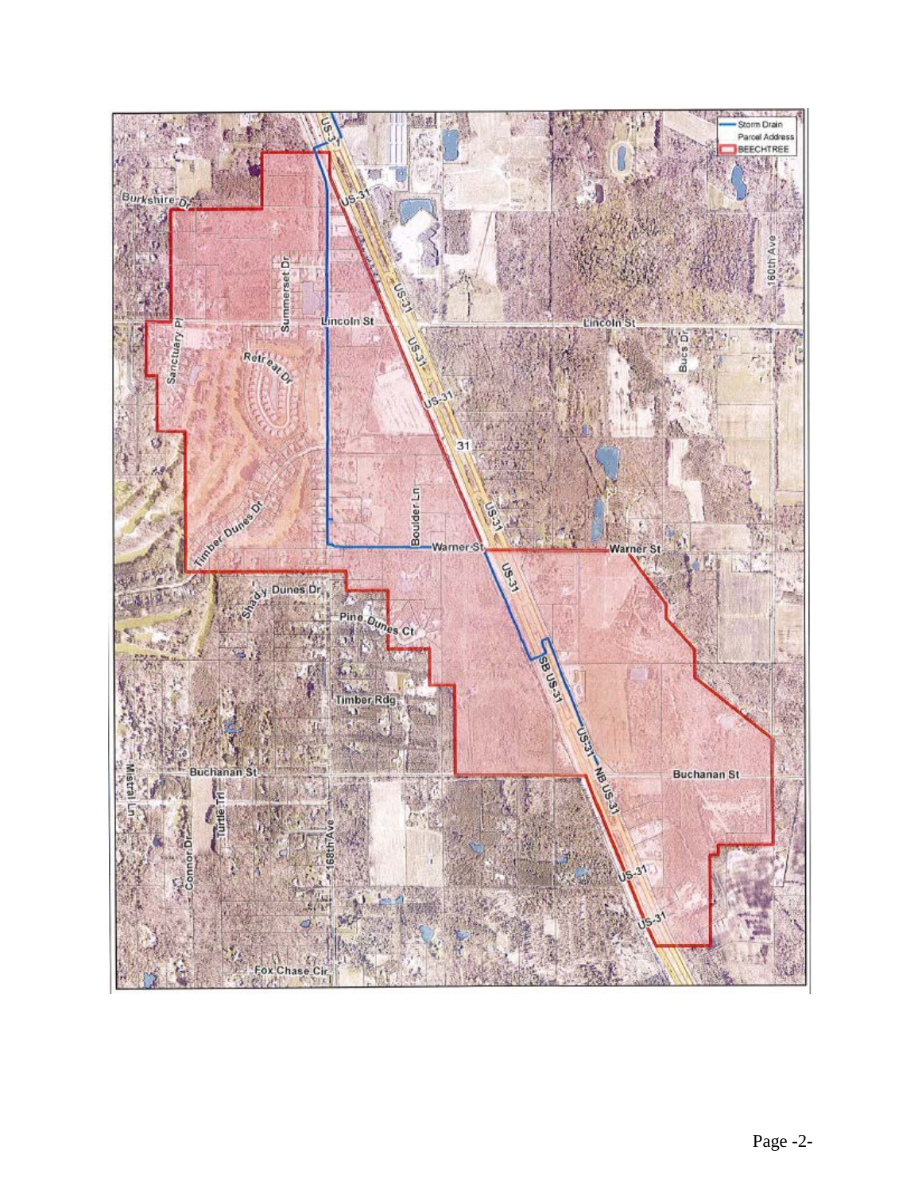Storm Drain
Parcel Address
BEECHTREE

US-31
Burkshire Dr
Summerset Dr
Lincoln St
Lincoln St
160th Ave
Sanctuary Pl
Retreat Dr
Bucs Dr
31
Boulder Ln
Timber Dunes Dr
Warner St
Warner St
Shady Dunes Dr
Pine Dunes Ct
SB US-31
Timber Rdg
NB US-31
Buchanan St
Buchanan St
Mistral Ln
Turtle Trl
Connor Dr
168th Ave
Fox Chase Cir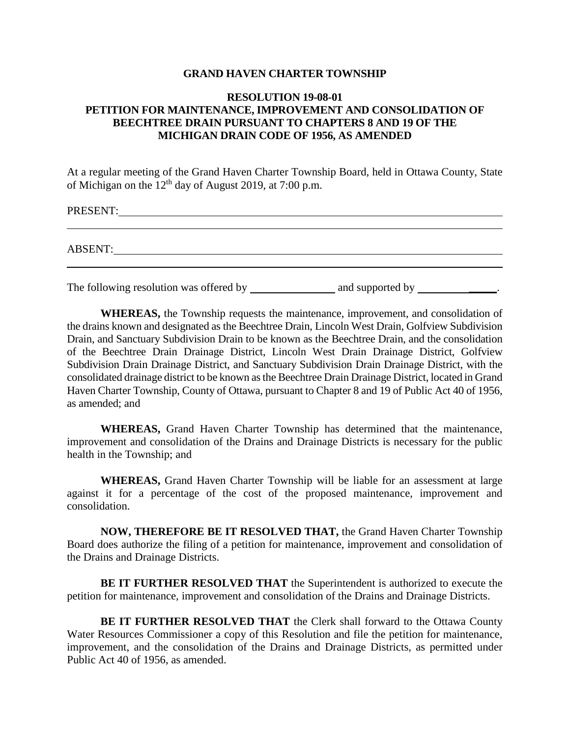**GRAND HAVEN CHARTER TOWNSHIP**

**RESOLUTION 19-08-01**
**PETITION FOR MAINTENANCE, IMPROVEMENT AND CONSOLIDATION OF BEECHTREE DRAIN PURSUANT TO CHAPTERS 8 AND 19 OF THE MICHIGAN DRAIN CODE OF 1956, AS AMENDED**

At a regular meeting of the Grand Haven Charter Township Board, held in Ottawa County, State of Michigan on the 12th day of August 2019, at 7:00 p.m.

PRESENT: ______________________________________________________________

ABSENT: ______________________________________________________________

The following resolution was offered by ______________ and supported by ______________.

**WHEREAS,** the Township requests the maintenance, improvement, and consolidation of the drains known and designated as the Beechtree Drain, Lincoln West Drain, Golfview Subdivision Drain, and Sanctuary Subdivision Drain to be known as the Beechtree Drain, and the consolidation of the Beechtree Drain Drainage District, Lincoln West Drain Drainage District, Golfview Subdivision Drain Drainage District, and Sanctuary Subdivision Drain Drainage District, with the consolidated drainage district to be known as the Beechtree Drain Drainage District, located in Grand Haven Charter Township, County of Ottawa, pursuant to Chapter 8 and 19 of Public Act 40 of 1956, as amended; and

**WHEREAS,** Grand Haven Charter Township has determined that the maintenance, improvement and consolidation of the Drains and Drainage Districts is necessary for the public health in the Township; and

**WHEREAS,** Grand Haven Charter Township will be liable for an assessment at large against it for a percentage of the cost of the proposed maintenance, improvement and consolidation.

**NOW, THEREFORE BE IT RESOLVED THAT,** the Grand Haven Charter Township Board does authorize the filing of a petition for maintenance, improvement and consolidation of the Drains and Drainage Districts.

**BE IT FURTHER RESOLVED THAT** the Superintendent is authorized to execute the petition for maintenance, improvement and consolidation of the Drains and Drainage Districts.

**BE IT FURTHER RESOLVED THAT** the Clerk shall forward to the Ottawa County Water Resources Commissioner a copy of this Resolution and file the petition for maintenance, improvement, and the consolidation of the Drains and Drainage Districts, as permitted under Public Act 40 of 1956, as amended.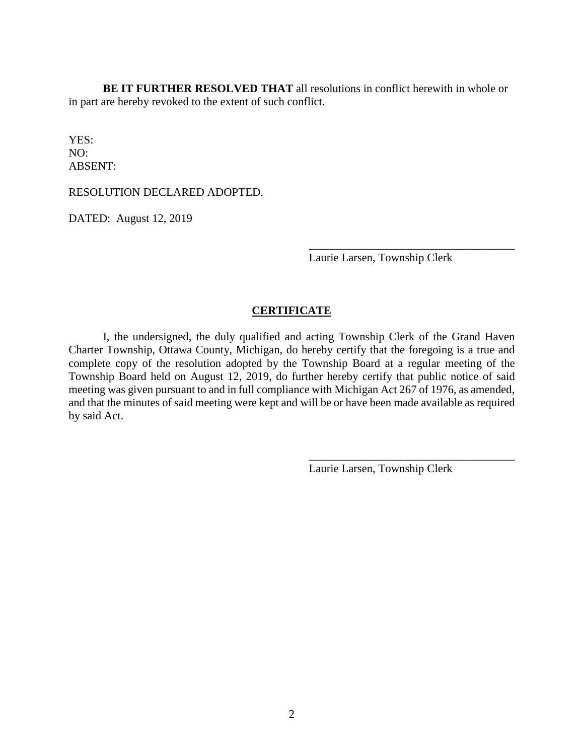**BE IT FURTHER RESOLVED THAT** all resolutions in conflict herewith in whole or in part are hereby revoked to the extent of such conflict.

YES:
NO:
ABSENT:

RESOLUTION DECLARED ADOPTED.

DATED: August 12, 2019

\_\_\_\_\_\_\_\_\_\_\_\_\_\_\_\_\_\_\_\_\_\_\_\_\_\_\_\_\_\_\_\_\_\_\_\_\_\_
Laurie Larsen, Township Clerk

## CERTIFICATE

I, the undersigned, the duly qualified and acting Township Clerk of the Grand Haven Charter Township, Ottawa County, Michigan, do hereby certify that the foregoing is a true and complete copy of the resolution adopted by the Township Board at a regular meeting of the Township Board held on August 12, 2019, do further hereby certify that public notice of said meeting was given pursuant to and in full compliance with Michigan Act 267 of 1976, as amended, and that the minutes of said meeting were kept and will be or have been made available as required by said Act.

\_\_\_\_\_\_\_\_\_\_\_\_\_\_\_\_\_\_\_\_\_\_\_\_\_\_\_\_\_\_\_\_\_\_\_\_\_\_
Laurie Larsen, Township Clerk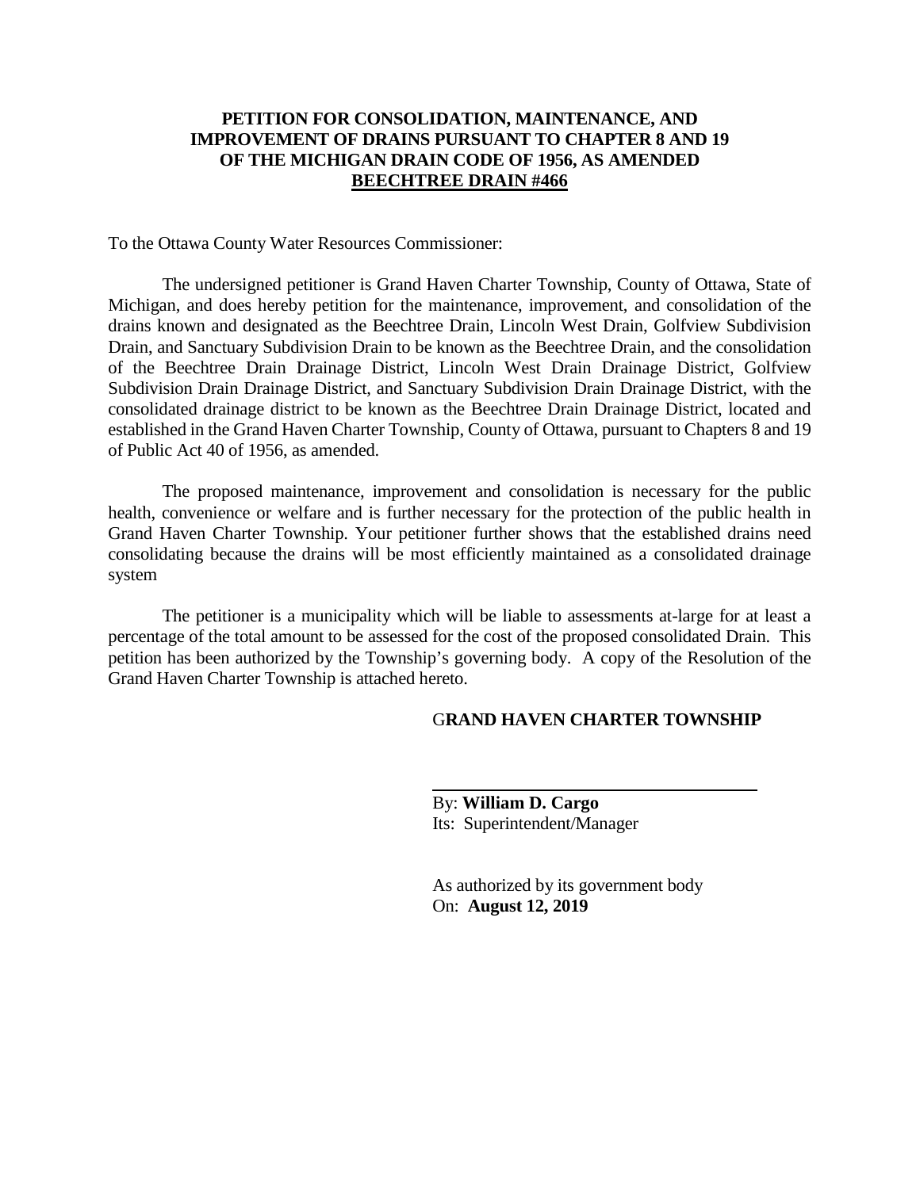**PETITION FOR CONSOLIDATION, MAINTENANCE, AND IMPROVEMENT OF DRAINS PURSUANT TO CHAPTER 8 AND 19 OF THE MICHIGAN DRAIN CODE OF 1956, AS AMENDED**
**<u>BEECHTREE DRAIN #466</u>**

To the Ottawa County Water Resources Commissioner:

The undersigned petitioner is Grand Haven Charter Township, County of Ottawa, State of Michigan, and does hereby petition for the maintenance, improvement, and consolidation of the drains known and designated as the Beechtree Drain, Lincoln West Drain, Golfview Subdivision Drain, and Sanctuary Subdivision Drain to be known as the Beechtree Drain, and the consolidation of the Beechtree Drain Drainage District, Lincoln West Drain Drainage District, Golfview Subdivision Drain Drainage District, and Sanctuary Subdivision Drain Drainage District, with the consolidated drainage district to be known as the Beechtree Drain Drainage District, located and established in the Grand Haven Charter Township, County of Ottawa, pursuant to Chapters 8 and 19 of Public Act 40 of 1956, as amended.

The proposed maintenance, improvement and consolidation is necessary for the public health, convenience or welfare and is further necessary for the protection of the public health in Grand Haven Charter Township. Your petitioner further shows that the established drains need consolidating because the drains will be most efficiently maintained as a consolidated drainage system

The petitioner is a municipality which will be liable to assessments at-large for at least a percentage of the total amount to be assessed for the cost of the proposed consolidated Drain. This petition has been authorized by the Township's governing body. A copy of the Resolution of the Grand Haven Charter Township is attached hereto.

G**RAND HAVEN CHARTER TOWNSHIP**

\_\_\_\_\_\_\_\_\_\_\_\_\_\_\_\_\_\_\_\_\_\_\_\_\_\_\_\_\_\_\_\_\_\_\_\_
By: **William D. Cargo**
Its: Superintendent/Manager

As authorized by its government body
On: **August 12, 2019**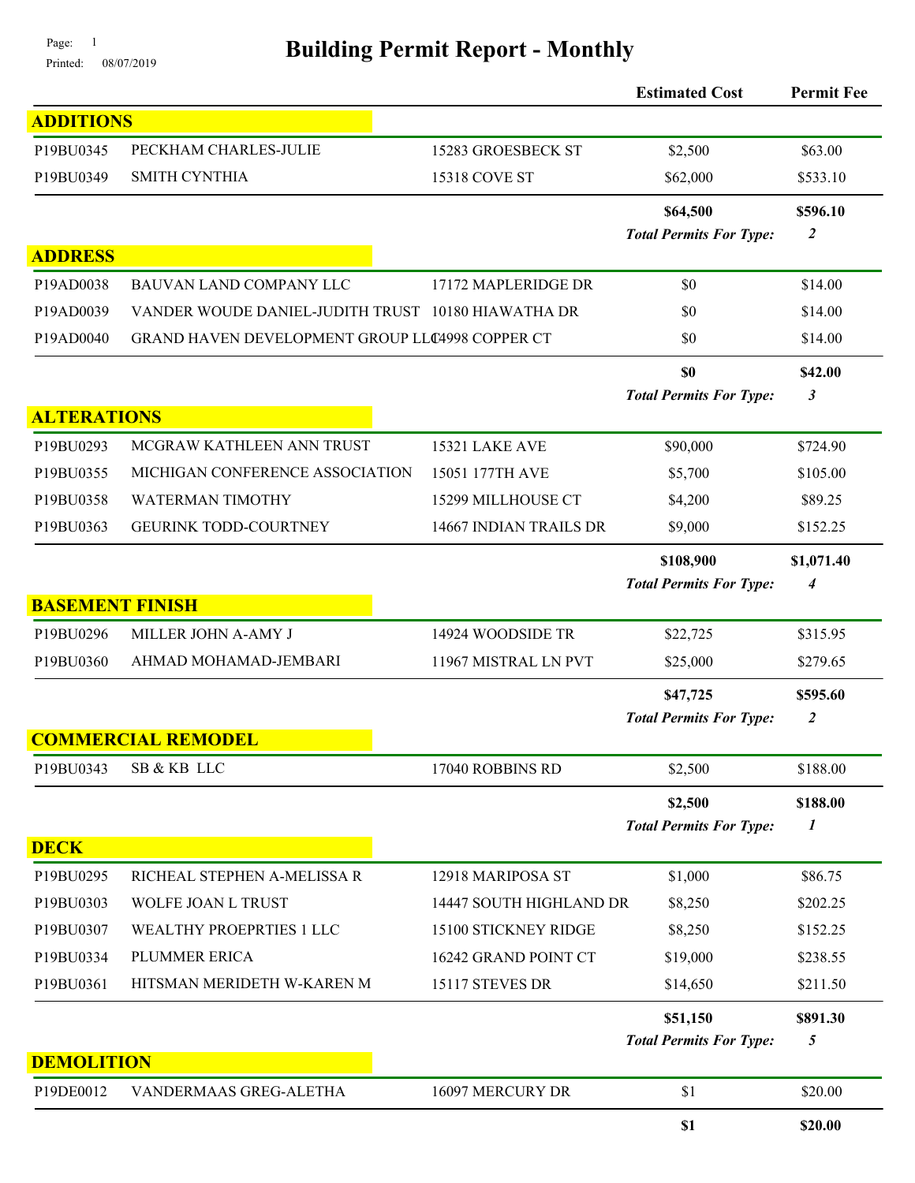# Building Permit Report - Monthly

Printed: 08/07/2019

| Permit | Owner | Address | Estimated Cost | Permit Fee |
|---|---|---|---|---|
| **ADDITIONS** | | | | |
| P19BU0345 | PECKHAM CHARLES-JULIE | 15283 GROESBECK ST | $2,500 | $63.00 |
| P19BU0349 | SMITH CYNTHIA | 15318 COVE ST | $62,000 | $533.10 |
| | | | **$64,500** | **$596.10** |
| | | | ***Total Permits For Type:*** | ***2*** |
| **ADDRESS** | | | | |
| P19AD0038 | BAUVAN LAND COMPANY LLC | 17172 MAPLERIDGE DR | $0 | $14.00 |
| P19AD0039 | VANDER WOUDE DANIEL-JUDITH TRUST | 10180 HIAWATHA DR | $0 | $14.00 |
| P19AD0040 | GRAND HAVEN DEVELOPMENT GROUP LLC | 14998 COPPER CT | $0 | $14.00 |
| | | | **$0** | **$42.00** |
| | | | ***Total Permits For Type:*** | ***3*** |
| **ALTERATIONS** | | | | |
| P19BU0293 | MCGRAW KATHLEEN ANN TRUST | 15321 LAKE AVE | $90,000 | $724.90 |
| P19BU0355 | MICHIGAN CONFERENCE ASSOCIATION | 15051 177TH AVE | $5,700 | $105.00 |
| P19BU0358 | WATERMAN TIMOTHY | 15299 MILLHOUSE CT | $4,200 | $89.25 |
| P19BU0363 | GEURINK TODD-COURTNEY | 14667 INDIAN TRAILS DR | $9,000 | $152.25 |
| | | | **$108,900** | **$1,071.40** |
| | | | ***Total Permits For Type:*** | ***4*** |
| **BASEMENT FINISH** | | | | |
| P19BU0296 | MILLER JOHN A-AMY J | 14924 WOODSIDE TR | $22,725 | $315.95 |
| P19BU0360 | AHMAD MOHAMAD-JEMBARI | 11967 MISTRAL LN PVT | $25,000 | $279.65 |
| | | | **$47,725** | **$595.60** |
| | | | ***Total Permits For Type:*** | ***2*** |
| **COMMERCIAL REMODEL** | | | | |
| P19BU0343 | SB & KB LLC | 17040 ROBBINS RD | $2,500 | $188.00 |
| | | | **$2,500** | **$188.00** |
| | | | ***Total Permits For Type:*** | ***1*** |
| **DECK** | | | | |
| P19BU0295 | RICHEAL STEPHEN A-MELISSA R | 12918 MARIPOSA ST | $1,000 | $86.75 |
| P19BU0303 | WOLFE JOAN L TRUST | 14447 SOUTH HIGHLAND DR | $8,250 | $202.25 |
| P19BU0307 | WEALTHY PROEPRTIES 1 LLC | 15100 STICKNEY RIDGE | $8,250 | $152.25 |
| P19BU0334 | PLUMMER ERICA | 16242 GRAND POINT CT | $19,000 | $238.55 |
| P19BU0361 | HITSMAN MERIDETH W-KAREN M | 15117 STEVES DR | $14,650 | $211.50 |
| | | | **$51,150** | **$891.30** |
| | | | ***Total Permits For Type:*** | ***5*** |
| **DEMOLITION** | | | | |
| P19DE0012 | VANDERMAAS GREG-ALETHA | 16097 MERCURY DR | $1 | $20.00 |
| | | | **$1** | **$20.00** |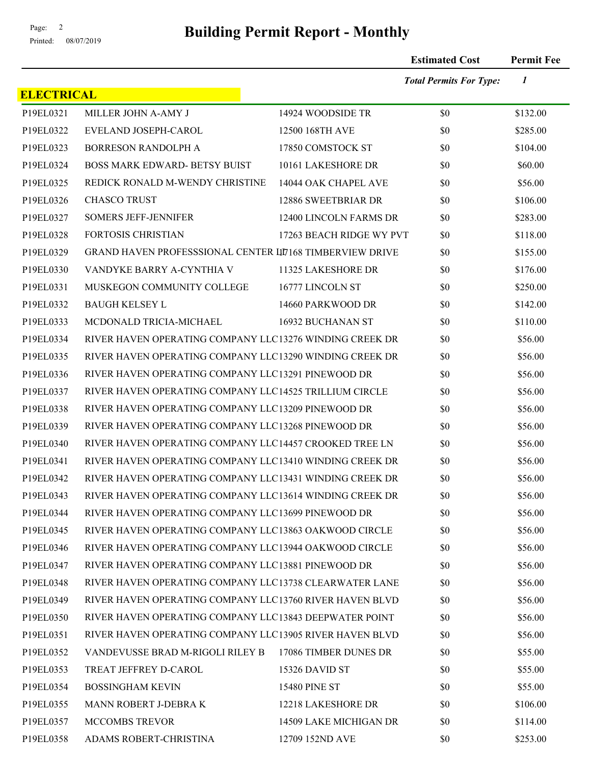# Building Permit Report - Monthly

Page: 2
Printed: 08/07/2019

| | | | Estimated Cost | Permit Fee |
|---|---|---|---|---|
| | | | *Total Permits For Type:* | *1* |

## ELECTRICAL

| Permit | Owner | Address | Estimated Cost | Permit Fee |
|---|---|---|---|---|
| P19EL0321 | MILLER JOHN A-AMY J | 14924 WOODSIDE TR | $0 | $132.00 |
| P19EL0322 | EVELAND JOSEPH-CAROL | 12500 168TH AVE | $0 | $285.00 |
| P19EL0323 | BORRESON RANDOLPH A | 17850 COMSTOCK ST | $0 | $104.00 |
| P19EL0324 | BOSS MARK EDWARD- BETSY BUIST | 10161 LAKESHORE DR | $0 | $60.00 |
| P19EL0325 | REDICK RONALD M-WENDY CHRISTINE | 14044 OAK CHAPEL AVE | $0 | $56.00 |
| P19EL0326 | CHASCO TRUST | 12886 SWEETBRIAR DR | $0 | $106.00 |
| P19EL0327 | SOMERS JEFF-JENNIFER | 12400 LINCOLN FARMS DR | $0 | $283.00 |
| P19EL0328 | FORTOSIS CHRISTIAN | 17263 BEACH RIDGE WY PVT | $0 | $118.00 |
| P19EL0329 | GRAND HAVEN PROFESSSIONAL CENTER LL | 17168 TIMBERVIEW DRIVE | $0 | $155.00 |
| P19EL0330 | VANDYKE BARRY A-CYNTHIA V | 11325 LAKESHORE DR | $0 | $176.00 |
| P19EL0331 | MUSKEGON COMMUNITY COLLEGE | 16777 LINCOLN ST | $0 | $250.00 |
| P19EL0332 | BAUGH KELSEY L | 14660 PARKWOOD DR | $0 | $142.00 |
| P19EL0333 | MCDONALD TRICIA-MICHAEL | 16932 BUCHANAN ST | $0 | $110.00 |
| P19EL0334 | RIVER HAVEN OPERATING COMPANY LLC | 13276 WINDING CREEK DR | $0 | $56.00 |
| P19EL0335 | RIVER HAVEN OPERATING COMPANY LLC | 13290 WINDING CREEK DR | $0 | $56.00 |
| P19EL0336 | RIVER HAVEN OPERATING COMPANY LLC | 13291 PINEWOOD DR | $0 | $56.00 |
| P19EL0337 | RIVER HAVEN OPERATING COMPANY LLC | 14525 TRILLIUM CIRCLE | $0 | $56.00 |
| P19EL0338 | RIVER HAVEN OPERATING COMPANY LLC | 13209 PINEWOOD DR | $0 | $56.00 |
| P19EL0339 | RIVER HAVEN OPERATING COMPANY LLC | 13268 PINEWOOD DR | $0 | $56.00 |
| P19EL0340 | RIVER HAVEN OPERATING COMPANY LLC | 14457 CROOKED TREE LN | $0 | $56.00 |
| P19EL0341 | RIVER HAVEN OPERATING COMPANY LLC | 13410 WINDING CREEK DR | $0 | $56.00 |
| P19EL0342 | RIVER HAVEN OPERATING COMPANY LLC | 13431 WINDING CREEK DR | $0 | $56.00 |
| P19EL0343 | RIVER HAVEN OPERATING COMPANY LLC | 13614 WINDING CREEK DR | $0 | $56.00 |
| P19EL0344 | RIVER HAVEN OPERATING COMPANY LLC | 13699 PINEWOOD DR | $0 | $56.00 |
| P19EL0345 | RIVER HAVEN OPERATING COMPANY LLC | 13863 OAKWOOD CIRCLE | $0 | $56.00 |
| P19EL0346 | RIVER HAVEN OPERATING COMPANY LLC | 13944 OAKWOOD CIRCLE | $0 | $56.00 |
| P19EL0347 | RIVER HAVEN OPERATING COMPANY LLC | 13881 PINEWOOD DR | $0 | $56.00 |
| P19EL0348 | RIVER HAVEN OPERATING COMPANY LLC | 13738 CLEARWATER LANE | $0 | $56.00 |
| P19EL0349 | RIVER HAVEN OPERATING COMPANY LLC | 13760 RIVER HAVEN BLVD | $0 | $56.00 |
| P19EL0350 | RIVER HAVEN OPERATING COMPANY LLC | 13843 DEEPWATER POINT | $0 | $56.00 |
| P19EL0351 | RIVER HAVEN OPERATING COMPANY LLC | 13905 RIVER HAVEN BLVD | $0 | $56.00 |
| P19EL0352 | VANDEVUSSE BRAD M-RIGOLI RILEY B | 17086 TIMBER DUNES DR | $0 | $55.00 |
| P19EL0353 | TREAT JEFFREY D-CAROL | 15326 DAVID ST | $0 | $55.00 |
| P19EL0354 | BOSSINGHAM KEVIN | 15480 PINE ST | $0 | $55.00 |
| P19EL0355 | MANN ROBERT J-DEBRA K | 12218 LAKESHORE DR | $0 | $106.00 |
| P19EL0357 | MCCOMBS TREVOR | 14509 LAKE MICHIGAN DR | $0 | $114.00 |
| P19EL0358 | ADAMS ROBERT-CHRISTINA | 12709 152ND AVE | $0 | $253.00 |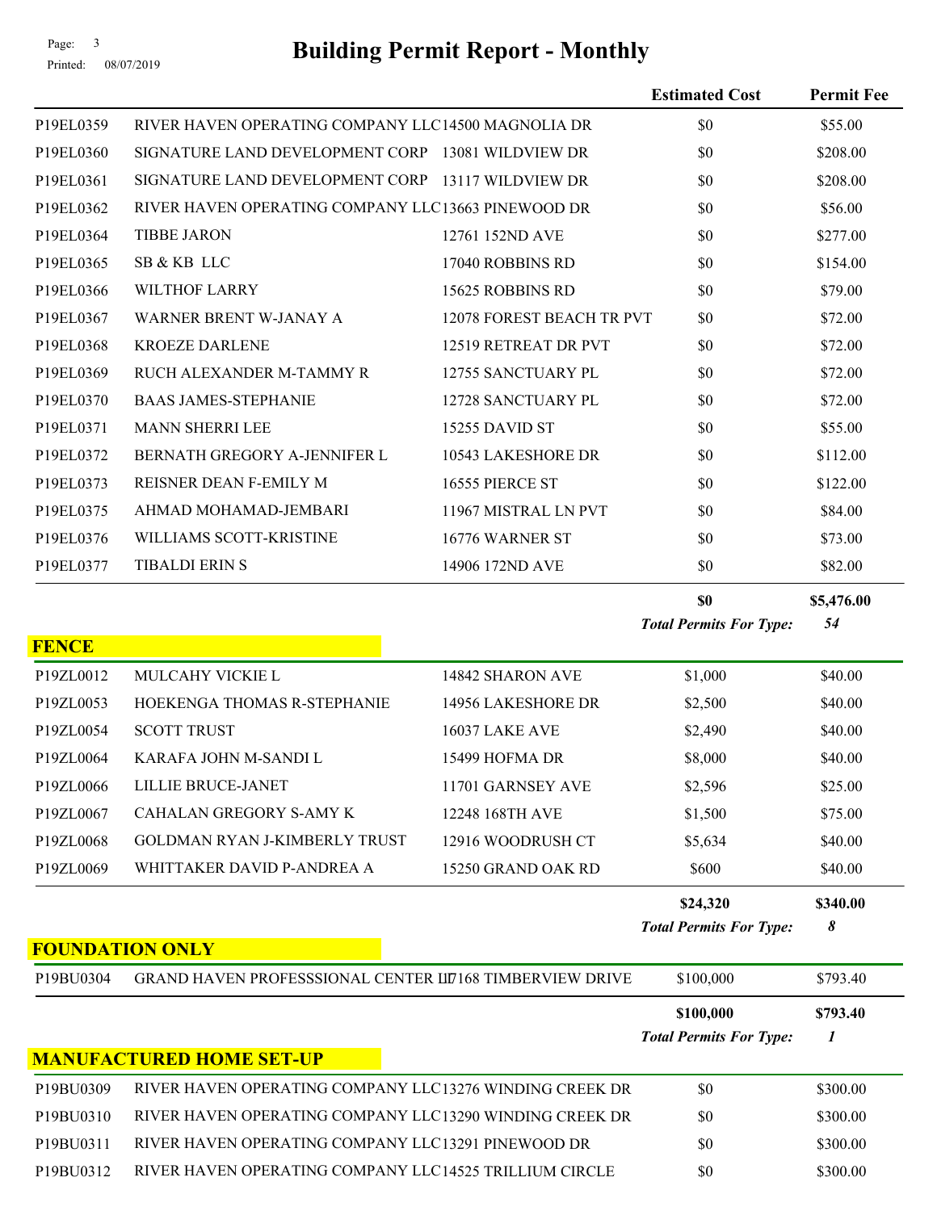# Building Permit Report - Monthly

| | | | Estimated Cost | Permit Fee |
|---|---|---|---|---|
| P19EL0359 | RIVER HAVEN OPERATING COMPANY LLC | 14500 MAGNOLIA DR | $0 | $55.00 |
| P19EL0360 | SIGNATURE LAND DEVELOPMENT CORP | 13081 WILDVIEW DR | $0 | $208.00 |
| P19EL0361 | SIGNATURE LAND DEVELOPMENT CORP | 13117 WILDVIEW DR | $0 | $208.00 |
| P19EL0362 | RIVER HAVEN OPERATING COMPANY LLC | 13663 PINEWOOD DR | $0 | $56.00 |
| P19EL0364 | TIBBE JARON | 12761 152ND AVE | $0 | $277.00 |
| P19EL0365 | SB & KB LLC | 17040 ROBBINS RD | $0 | $154.00 |
| P19EL0366 | WILTHOF LARRY | 15625 ROBBINS RD | $0 | $79.00 |
| P19EL0367 | WARNER BRENT W-JANAY A | 12078 FOREST BEACH TR PVT | $0 | $72.00 |
| P19EL0368 | KROEZE DARLENE | 12519 RETREAT DR PVT | $0 | $72.00 |
| P19EL0369 | RUCH ALEXANDER M-TAMMY R | 12755 SANCTUARY PL | $0 | $72.00 |
| P19EL0370 | BAAS JAMES-STEPHANIE | 12728 SANCTUARY PL | $0 | $72.00 |
| P19EL0371 | MANN SHERRI LEE | 15255 DAVID ST | $0 | $55.00 |
| P19EL0372 | BERNATH GREGORY A-JENNIFER L | 10543 LAKESHORE DR | $0 | $112.00 |
| P19EL0373 | REISNER DEAN F-EMILY M | 16555 PIERCE ST | $0 | $122.00 |
| P19EL0375 | AHMAD MOHAMAD-JEMBARI | 11967 MISTRAL LN PVT | $0 | $84.00 |
| P19EL0376 | WILLIAMS SCOTT-KRISTINE | 16776 WARNER ST | $0 | $73.00 |
| P19EL0377 | TIBALDI ERIN S | 14906 172ND AVE | $0 | $82.00 |
| | | | **$0** | **$5,476.00** |
| | | | ***Total Permits For Type:*** | ***54*** |

## FENCE

| | | | Estimated Cost | Permit Fee |
|---|---|---|---|---|
| P19ZL0012 | MULCAHY VICKIE L | 14842 SHARON AVE | $1,000 | $40.00 |
| P19ZL0053 | HOEKENGA THOMAS R-STEPHANIE | 14956 LAKESHORE DR | $2,500 | $40.00 |
| P19ZL0054 | SCOTT TRUST | 16037 LAKE AVE | $2,490 | $40.00 |
| P19ZL0064 | KARAFA JOHN M-SANDI L | 15499 HOFMA DR | $8,000 | $40.00 |
| P19ZL0066 | LILLIE BRUCE-JANET | 11701 GARNSEY AVE | $2,596 | $25.00 |
| P19ZL0067 | CAHALAN GREGORY S-AMY K | 12248 168TH AVE | $1,500 | $75.00 |
| P19ZL0068 | GOLDMAN RYAN J-KIMBERLY TRUST | 12916 WOODRUSH CT | $5,634 | $40.00 |
| P19ZL0069 | WHITTAKER DAVID P-ANDREA A | 15250 GRAND OAK RD | $600 | $40.00 |
| | | | **$24,320** | **$340.00** |
| | | | ***Total Permits For Type:*** | ***8*** |

## FOUNDATION ONLY

| | | | Estimated Cost | Permit Fee |
|---|---|---|---|---|
| P19BU0304 | GRAND HAVEN PROFESSSIONAL CENTER LL | 17168 TIMBERVIEW DRIVE | $100,000 | $793.40 |
| | | | **$100,000** | **$793.40** |
| | | | ***Total Permits For Type:*** | ***1*** |

## MANUFACTURED HOME SET-UP

| | | | Estimated Cost | Permit Fee |
|---|---|---|---|---|
| P19BU0309 | RIVER HAVEN OPERATING COMPANY LLC | 13276 WINDING CREEK DR | $0 | $300.00 |
| P19BU0310 | RIVER HAVEN OPERATING COMPANY LLC | 13290 WINDING CREEK DR | $0 | $300.00 |
| P19BU0311 | RIVER HAVEN OPERATING COMPANY LLC | 13291 PINEWOOD DR | $0 | $300.00 |
| P19BU0312 | RIVER HAVEN OPERATING COMPANY LLC | 14525 TRILLIUM CIRCLE | $0 | $300.00 |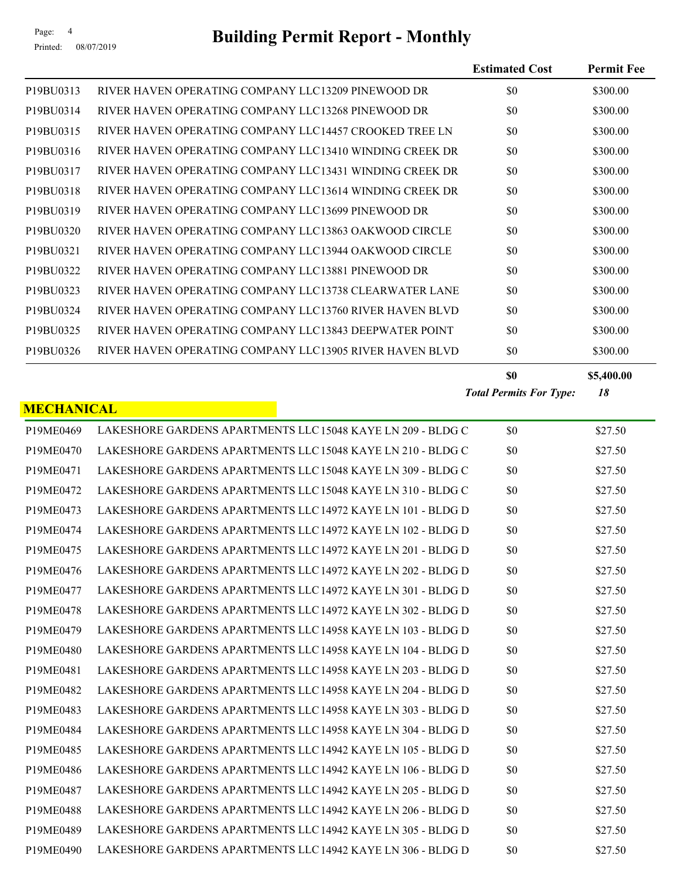# Building Permit Report - Monthly

| | | Estimated Cost | Permit Fee |
|---|---|---|---|
| P19BU0313 | RIVER HAVEN OPERATING COMPANY LLC 13209 PINEWOOD DR | $0 | $300.00 |
| P19BU0314 | RIVER HAVEN OPERATING COMPANY LLC 13268 PINEWOOD DR | $0 | $300.00 |
| P19BU0315 | RIVER HAVEN OPERATING COMPANY LLC 14457 CROOKED TREE LN | $0 | $300.00 |
| P19BU0316 | RIVER HAVEN OPERATING COMPANY LLC 13410 WINDING CREEK DR | $0 | $300.00 |
| P19BU0317 | RIVER HAVEN OPERATING COMPANY LLC 13431 WINDING CREEK DR | $0 | $300.00 |
| P19BU0318 | RIVER HAVEN OPERATING COMPANY LLC 13614 WINDING CREEK DR | $0 | $300.00 |
| P19BU0319 | RIVER HAVEN OPERATING COMPANY LLC 13699 PINEWOOD DR | $0 | $300.00 |
| P19BU0320 | RIVER HAVEN OPERATING COMPANY LLC 13863 OAKWOOD CIRCLE | $0 | $300.00 |
| P19BU0321 | RIVER HAVEN OPERATING COMPANY LLC 13944 OAKWOOD CIRCLE | $0 | $300.00 |
| P19BU0322 | RIVER HAVEN OPERATING COMPANY LLC 13881 PINEWOOD DR | $0 | $300.00 |
| P19BU0323 | RIVER HAVEN OPERATING COMPANY LLC 13738 CLEARWATER LANE | $0 | $300.00 |
| P19BU0324 | RIVER HAVEN OPERATING COMPANY LLC 13760 RIVER HAVEN BLVD | $0 | $300.00 |
| P19BU0325 | RIVER HAVEN OPERATING COMPANY LLC 13843 DEEPWATER POINT | $0 | $300.00 |
| P19BU0326 | RIVER HAVEN OPERATING COMPANY LLC 13905 RIVER HAVEN BLVD | $0 | $300.00 |
| | | **$0** | **$5,400.00** |
| | | ***Total Permits For Type:*** | ***18*** |

## MECHANICAL

| | | Estimated Cost | Permit Fee |
|---|---|---|---|
| P19ME0469 | LAKESHORE GARDENS APARTMENTS LLC 15048 KAYE LN 209 - BLDG C | $0 | $27.50 |
| P19ME0470 | LAKESHORE GARDENS APARTMENTS LLC 15048 KAYE LN 210 - BLDG C | $0 | $27.50 |
| P19ME0471 | LAKESHORE GARDENS APARTMENTS LLC 15048 KAYE LN 309 - BLDG C | $0 | $27.50 |
| P19ME0472 | LAKESHORE GARDENS APARTMENTS LLC 15048 KAYE LN 310 - BLDG C | $0 | $27.50 |
| P19ME0473 | LAKESHORE GARDENS APARTMENTS LLC 14972 KAYE LN 101 - BLDG D | $0 | $27.50 |
| P19ME0474 | LAKESHORE GARDENS APARTMENTS LLC 14972 KAYE LN 102 - BLDG D | $0 | $27.50 |
| P19ME0475 | LAKESHORE GARDENS APARTMENTS LLC 14972 KAYE LN 201 - BLDG D | $0 | $27.50 |
| P19ME0476 | LAKESHORE GARDENS APARTMENTS LLC 14972 KAYE LN 202 - BLDG D | $0 | $27.50 |
| P19ME0477 | LAKESHORE GARDENS APARTMENTS LLC 14972 KAYE LN 301 - BLDG D | $0 | $27.50 |
| P19ME0478 | LAKESHORE GARDENS APARTMENTS LLC 14972 KAYE LN 302 - BLDG D | $0 | $27.50 |
| P19ME0479 | LAKESHORE GARDENS APARTMENTS LLC 14958 KAYE LN 103 - BLDG D | $0 | $27.50 |
| P19ME0480 | LAKESHORE GARDENS APARTMENTS LLC 14958 KAYE LN 104 - BLDG D | $0 | $27.50 |
| P19ME0481 | LAKESHORE GARDENS APARTMENTS LLC 14958 KAYE LN 203 - BLDG D | $0 | $27.50 |
| P19ME0482 | LAKESHORE GARDENS APARTMENTS LLC 14958 KAYE LN 204 - BLDG D | $0 | $27.50 |
| P19ME0483 | LAKESHORE GARDENS APARTMENTS LLC 14958 KAYE LN 303 - BLDG D | $0 | $27.50 |
| P19ME0484 | LAKESHORE GARDENS APARTMENTS LLC 14958 KAYE LN 304 - BLDG D | $0 | $27.50 |
| P19ME0485 | LAKESHORE GARDENS APARTMENTS LLC 14942 KAYE LN 105 - BLDG D | $0 | $27.50 |
| P19ME0486 | LAKESHORE GARDENS APARTMENTS LLC 14942 KAYE LN 106 - BLDG D | $0 | $27.50 |
| P19ME0487 | LAKESHORE GARDENS APARTMENTS LLC 14942 KAYE LN 205 - BLDG D | $0 | $27.50 |
| P19ME0488 | LAKESHORE GARDENS APARTMENTS LLC 14942 KAYE LN 206 - BLDG D | $0 | $27.50 |
| P19ME0489 | LAKESHORE GARDENS APARTMENTS LLC 14942 KAYE LN 305 - BLDG D | $0 | $27.50 |
| P19ME0490 | LAKESHORE GARDENS APARTMENTS LLC 14942 KAYE LN 306 - BLDG D | $0 | $27.50 |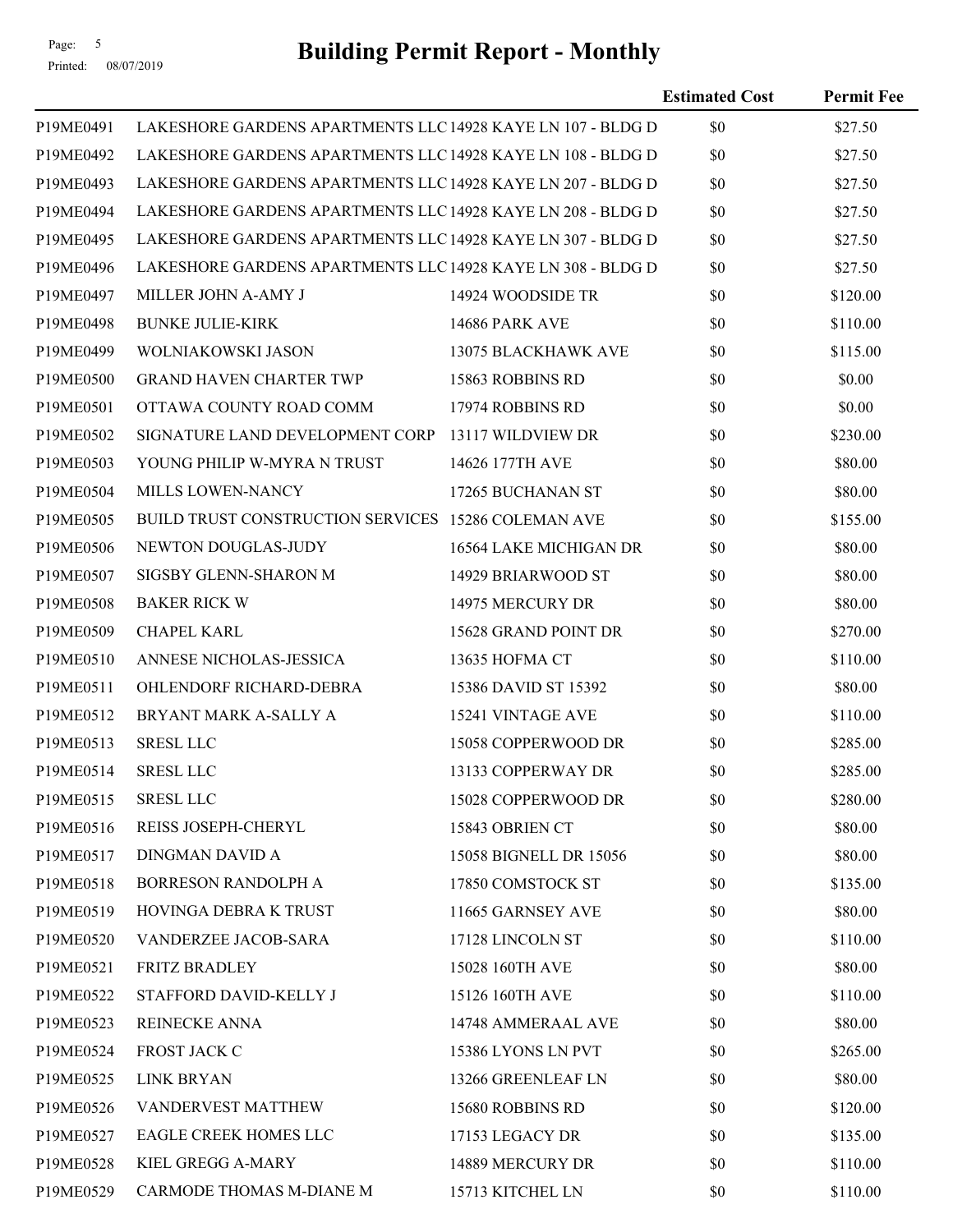# Building Permit Report - Monthly

| | | | Estimated Cost | Permit Fee |
|---|---|---|---|---|
| P19ME0491 | LAKESHORE GARDENS APARTMENTS LLC | 14928 KAYE LN 107 - BLDG D | $0 | $27.50 |
| P19ME0492 | LAKESHORE GARDENS APARTMENTS LLC | 14928 KAYE LN 108 - BLDG D | $0 | $27.50 |
| P19ME0493 | LAKESHORE GARDENS APARTMENTS LLC | 14928 KAYE LN 207 - BLDG D | $0 | $27.50 |
| P19ME0494 | LAKESHORE GARDENS APARTMENTS LLC | 14928 KAYE LN 208 - BLDG D | $0 | $27.50 |
| P19ME0495 | LAKESHORE GARDENS APARTMENTS LLC | 14928 KAYE LN 307 - BLDG D | $0 | $27.50 |
| P19ME0496 | LAKESHORE GARDENS APARTMENTS LLC | 14928 KAYE LN 308 - BLDG D | $0 | $27.50 |
| P19ME0497 | MILLER JOHN A-AMY J | 14924 WOODSIDE TR | $0 | $120.00 |
| P19ME0498 | BUNKE JULIE-KIRK | 14686 PARK AVE | $0 | $110.00 |
| P19ME0499 | WOLNIAKOWSKI JASON | 13075 BLACKHAWK AVE | $0 | $115.00 |
| P19ME0500 | GRAND HAVEN CHARTER TWP | 15863 ROBBINS RD | $0 | $0.00 |
| P19ME0501 | OTTAWA COUNTY ROAD COMM | 17974 ROBBINS RD | $0 | $0.00 |
| P19ME0502 | SIGNATURE LAND DEVELOPMENT CORP | 13117 WILDVIEW DR | $0 | $230.00 |
| P19ME0503 | YOUNG PHILIP W-MYRA N TRUST | 14626 177TH AVE | $0 | $80.00 |
| P19ME0504 | MILLS LOWEN-NANCY | 17265 BUCHANAN ST | $0 | $80.00 |
| P19ME0505 | BUILD TRUST CONSTRUCTION SERVICES | 15286 COLEMAN AVE | $0 | $155.00 |
| P19ME0506 | NEWTON DOUGLAS-JUDY | 16564 LAKE MICHIGAN DR | $0 | $80.00 |
| P19ME0507 | SIGSBY GLENN-SHARON M | 14929 BRIARWOOD ST | $0 | $80.00 |
| P19ME0508 | BAKER RICK W | 14975 MERCURY DR | $0 | $80.00 |
| P19ME0509 | CHAPEL KARL | 15628 GRAND POINT DR | $0 | $270.00 |
| P19ME0510 | ANNESE NICHOLAS-JESSICA | 13635 HOFMA CT | $0 | $110.00 |
| P19ME0511 | OHLENDORF RICHARD-DEBRA | 15386 DAVID ST 15392 | $0 | $80.00 |
| P19ME0512 | BRYANT MARK A-SALLY A | 15241 VINTAGE AVE | $0 | $110.00 |
| P19ME0513 | SRESL LLC | 15058 COPPERWOOD DR | $0 | $285.00 |
| P19ME0514 | SRESL LLC | 13133 COPPERWAY DR | $0 | $285.00 |
| P19ME0515 | SRESL LLC | 15028 COPPERWOOD DR | $0 | $280.00 |
| P19ME0516 | REISS JOSEPH-CHERYL | 15843 OBRIEN CT | $0 | $80.00 |
| P19ME0517 | DINGMAN DAVID A | 15058 BIGNELL DR 15056 | $0 | $80.00 |
| P19ME0518 | BORRESON RANDOLPH A | 17850 COMSTOCK ST | $0 | $135.00 |
| P19ME0519 | HOVINGA DEBRA K TRUST | 11665 GARNSEY AVE | $0 | $80.00 |
| P19ME0520 | VANDERZEE JACOB-SARA | 17128 LINCOLN ST | $0 | $110.00 |
| P19ME0521 | FRITZ BRADLEY | 15028 160TH AVE | $0 | $80.00 |
| P19ME0522 | STAFFORD DAVID-KELLY J | 15126 160TH AVE | $0 | $110.00 |
| P19ME0523 | REINECKE ANNA | 14748 AMMERAAL AVE | $0 | $80.00 |
| P19ME0524 | FROST JACK C | 15386 LYONS LN PVT | $0 | $265.00 |
| P19ME0525 | LINK BRYAN | 13266 GREENLEAF LN | $0 | $80.00 |
| P19ME0526 | VANDERVEST MATTHEW | 15680 ROBBINS RD | $0 | $120.00 |
| P19ME0527 | EAGLE CREEK HOMES LLC | 17153 LEGACY DR | $0 | $135.00 |
| P19ME0528 | KIEL GREGG A-MARY | 14889 MERCURY DR | $0 | $110.00 |
| P19ME0529 | CARMODE THOMAS M-DIANE M | 15713 KITCHEL LN | $0 | $110.00 |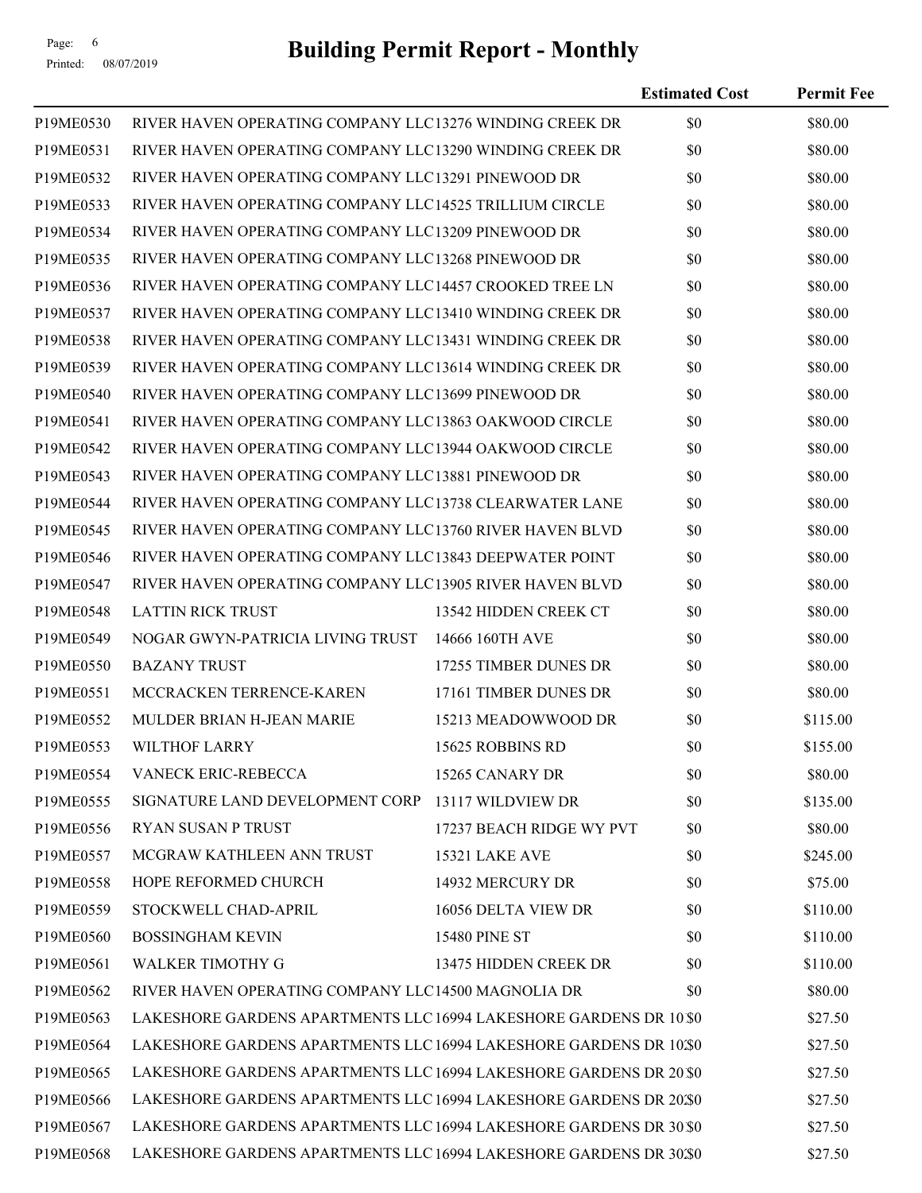# Building Permit Report - Monthly

| | | | Estimated Cost | Permit Fee |
|---|---|---|---|---|
| P19ME0530 | RIVER HAVEN OPERATING COMPANY LLC | 13276 WINDING CREEK DR | $0 | $80.00 |
| P19ME0531 | RIVER HAVEN OPERATING COMPANY LLC | 13290 WINDING CREEK DR | $0 | $80.00 |
| P19ME0532 | RIVER HAVEN OPERATING COMPANY LLC | 13291 PINEWOOD DR | $0 | $80.00 |
| P19ME0533 | RIVER HAVEN OPERATING COMPANY LLC | 14525 TRILLIUM CIRCLE | $0 | $80.00 |
| P19ME0534 | RIVER HAVEN OPERATING COMPANY LLC | 13209 PINEWOOD DR | $0 | $80.00 |
| P19ME0535 | RIVER HAVEN OPERATING COMPANY LLC | 13268 PINEWOOD DR | $0 | $80.00 |
| P19ME0536 | RIVER HAVEN OPERATING COMPANY LLC | 14457 CROOKED TREE LN | $0 | $80.00 |
| P19ME0537 | RIVER HAVEN OPERATING COMPANY LLC | 13410 WINDING CREEK DR | $0 | $80.00 |
| P19ME0538 | RIVER HAVEN OPERATING COMPANY LLC | 13431 WINDING CREEK DR | $0 | $80.00 |
| P19ME0539 | RIVER HAVEN OPERATING COMPANY LLC | 13614 WINDING CREEK DR | $0 | $80.00 |
| P19ME0540 | RIVER HAVEN OPERATING COMPANY LLC | 13699 PINEWOOD DR | $0 | $80.00 |
| P19ME0541 | RIVER HAVEN OPERATING COMPANY LLC | 13863 OAKWOOD CIRCLE | $0 | $80.00 |
| P19ME0542 | RIVER HAVEN OPERATING COMPANY LLC | 13944 OAKWOOD CIRCLE | $0 | $80.00 |
| P19ME0543 | RIVER HAVEN OPERATING COMPANY LLC | 13881 PINEWOOD DR | $0 | $80.00 |
| P19ME0544 | RIVER HAVEN OPERATING COMPANY LLC | 13738 CLEARWATER LANE | $0 | $80.00 |
| P19ME0545 | RIVER HAVEN OPERATING COMPANY LLC | 13760 RIVER HAVEN BLVD | $0 | $80.00 |
| P19ME0546 | RIVER HAVEN OPERATING COMPANY LLC | 13843 DEEPWATER POINT | $0 | $80.00 |
| P19ME0547 | RIVER HAVEN OPERATING COMPANY LLC | 13905 RIVER HAVEN BLVD | $0 | $80.00 |
| P19ME0548 | LATTIN RICK TRUST | 13542 HIDDEN CREEK CT | $0 | $80.00 |
| P19ME0549 | NOGAR GWYN-PATRICIA LIVING TRUST | 14666 160TH AVE | $0 | $80.00 |
| P19ME0550 | BAZANY TRUST | 17255 TIMBER DUNES DR | $0 | $80.00 |
| P19ME0551 | MCCRACKEN TERRENCE-KAREN | 17161 TIMBER DUNES DR | $0 | $80.00 |
| P19ME0552 | MULDER BRIAN H-JEAN MARIE | 15213 MEADOWWOOD DR | $0 | $115.00 |
| P19ME0553 | WILTHOF LARRY | 15625 ROBBINS RD | $0 | $155.00 |
| P19ME0554 | VANECK ERIC-REBECCA | 15265 CANARY DR | $0 | $80.00 |
| P19ME0555 | SIGNATURE LAND DEVELOPMENT CORP | 13117 WILDVIEW DR | $0 | $135.00 |
| P19ME0556 | RYAN SUSAN P TRUST | 17237 BEACH RIDGE WY PVT | $0 | $80.00 |
| P19ME0557 | MCGRAW KATHLEEN ANN TRUST | 15321 LAKE AVE | $0 | $245.00 |
| P19ME0558 | HOPE REFORMED CHURCH | 14932 MERCURY DR | $0 | $75.00 |
| P19ME0559 | STOCKWELL CHAD-APRIL | 16056 DELTA VIEW DR | $0 | $110.00 |
| P19ME0560 | BOSSINGHAM KEVIN | 15480 PINE ST | $0 | $110.00 |
| P19ME0561 | WALKER TIMOTHY G | 13475 HIDDEN CREEK DR | $0 | $110.00 |
| P19ME0562 | RIVER HAVEN OPERATING COMPANY LLC | 14500 MAGNOLIA DR | $0 | $80.00 |
| P19ME0563 | LAKESHORE GARDENS APARTMENTS LLC | 16994 LAKESHORE GARDENS DR 10 | $0 | $27.50 |
| P19ME0564 | LAKESHORE GARDENS APARTMENTS LLC | 16994 LAKESHORE GARDENS DR 10 | $0 | $27.50 |
| P19ME0565 | LAKESHORE GARDENS APARTMENTS LLC | 16994 LAKESHORE GARDENS DR 20 | $0 | $27.50 |
| P19ME0566 | LAKESHORE GARDENS APARTMENTS LLC | 16994 LAKESHORE GARDENS DR 20 | $0 | $27.50 |
| P19ME0567 | LAKESHORE GARDENS APARTMENTS LLC | 16994 LAKESHORE GARDENS DR 30 | $0 | $27.50 |
| P19ME0568 | LAKESHORE GARDENS APARTMENTS LLC | 16994 LAKESHORE GARDENS DR 30 | $0 | $27.50 |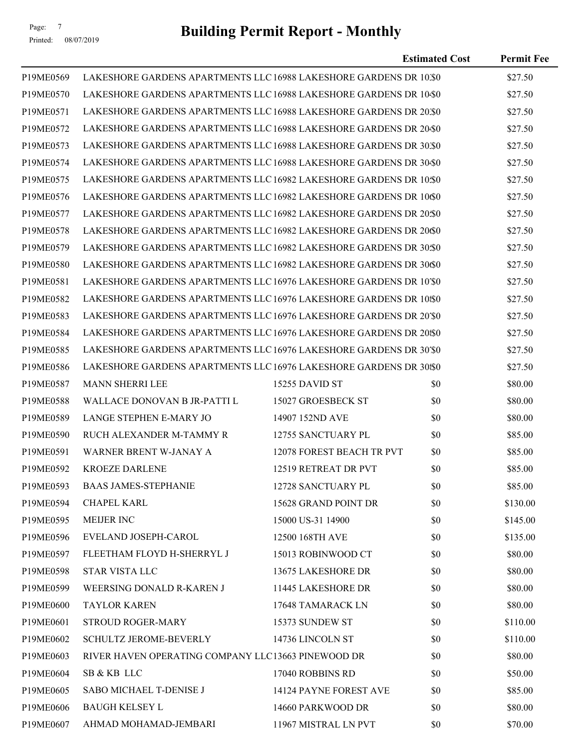# Building Permit Report - Monthly

| | | | Estimated Cost | Permit Fee |
|---|---|---|---|---|
| P19ME0569 | LAKESHORE GARDENS APARTMENTS LLC | 16988 LAKESHORE GARDENS DR 10: | $0 | $27.50 |
| P19ME0570 | LAKESHORE GARDENS APARTMENTS LLC | 16988 LAKESHORE GARDENS DR 10 | $0 | $27.50 |
| P19ME0571 | LAKESHORE GARDENS APARTMENTS LLC | 16988 LAKESHORE GARDENS DR 20: | $0 | $27.50 |
| P19ME0572 | LAKESHORE GARDENS APARTMENTS LLC | 16988 LAKESHORE GARDENS DR 20 | $0 | $27.50 |
| P19ME0573 | LAKESHORE GARDENS APARTMENTS LLC | 16988 LAKESHORE GARDENS DR 30: | $0 | $27.50 |
| P19ME0574 | LAKESHORE GARDENS APARTMENTS LLC | 16988 LAKESHORE GARDENS DR 30 | $0 | $27.50 |
| P19ME0575 | LAKESHORE GARDENS APARTMENTS LLC | 16982 LAKESHORE GARDENS DR 10: | $0 | $27.50 |
| P19ME0576 | LAKESHORE GARDENS APARTMENTS LLC | 16982 LAKESHORE GARDENS DR 10 | $0 | $27.50 |
| P19ME0577 | LAKESHORE GARDENS APARTMENTS LLC | 16982 LAKESHORE GARDENS DR 20: | $0 | $27.50 |
| P19ME0578 | LAKESHORE GARDENS APARTMENTS LLC | 16982 LAKESHORE GARDENS DR 20 | $0 | $27.50 |
| P19ME0579 | LAKESHORE GARDENS APARTMENTS LLC | 16982 LAKESHORE GARDENS DR 30: | $0 | $27.50 |
| P19ME0580 | LAKESHORE GARDENS APARTMENTS LLC | 16982 LAKESHORE GARDENS DR 30 | $0 | $27.50 |
| P19ME0581 | LAKESHORE GARDENS APARTMENTS LLC | 16976 LAKESHORE GARDENS DR 10 | $0 | $27.50 |
| P19ME0582 | LAKESHORE GARDENS APARTMENTS LLC | 16976 LAKESHORE GARDENS DR 10 | $0 | $27.50 |
| P19ME0583 | LAKESHORE GARDENS APARTMENTS LLC | 16976 LAKESHORE GARDENS DR 20 | $0 | $27.50 |
| P19ME0584 | LAKESHORE GARDENS APARTMENTS LLC | 16976 LAKESHORE GARDENS DR 20 | $0 | $27.50 |
| P19ME0585 | LAKESHORE GARDENS APARTMENTS LLC | 16976 LAKESHORE GARDENS DR 30 | $0 | $27.50 |
| P19ME0586 | LAKESHORE GARDENS APARTMENTS LLC | 16976 LAKESHORE GARDENS DR 30 | $0 | $27.50 |
| P19ME0587 | MANN SHERRI LEE | 15255 DAVID ST | $0 | $80.00 |
| P19ME0588 | WALLACE DONOVAN B JR-PATTI L | 15027 GROESBECK ST | $0 | $80.00 |
| P19ME0589 | LANGE STEPHEN E-MARY JO | 14907 152ND AVE | $0 | $80.00 |
| P19ME0590 | RUCH ALEXANDER M-TAMMY R | 12755 SANCTUARY PL | $0 | $85.00 |
| P19ME0591 | WARNER BRENT W-JANAY A | 12078 FOREST BEACH TR PVT | $0 | $85.00 |
| P19ME0592 | KROEZE DARLENE | 12519 RETREAT DR PVT | $0 | $85.00 |
| P19ME0593 | BAAS JAMES-STEPHANIE | 12728 SANCTUARY PL | $0 | $85.00 |
| P19ME0594 | CHAPEL KARL | 15628 GRAND POINT DR | $0 | $130.00 |
| P19ME0595 | MEIJER INC | 15000 US-31 14900 | $0 | $145.00 |
| P19ME0596 | EVELAND JOSEPH-CAROL | 12500 168TH AVE | $0 | $135.00 |
| P19ME0597 | FLEETHAM FLOYD H-SHERRYL J | 15013 ROBINWOOD CT | $0 | $80.00 |
| P19ME0598 | STAR VISTA LLC | 13675 LAKESHORE DR | $0 | $80.00 |
| P19ME0599 | WEERSING DONALD R-KAREN J | 11445 LAKESHORE DR | $0 | $80.00 |
| P19ME0600 | TAYLOR KAREN | 17648 TAMARACK LN | $0 | $80.00 |
| P19ME0601 | STROUD ROGER-MARY | 15373 SUNDEW ST | $0 | $110.00 |
| P19ME0602 | SCHULTZ JEROME-BEVERLY | 14736 LINCOLN ST | $0 | $110.00 |
| P19ME0603 | RIVER HAVEN OPERATING COMPANY LLC | 13663 PINEWOOD DR | $0 | $80.00 |
| P19ME0604 | SB & KB LLC | 17040 ROBBINS RD | $0 | $50.00 |
| P19ME0605 | SABO MICHAEL T-DENISE J | 14124 PAYNE FOREST AVE | $0 | $85.00 |
| P19ME0606 | BAUGH KELSEY L | 14660 PARKWOOD DR | $0 | $80.00 |
| P19ME0607 | AHMAD MOHAMAD-JEMBARI | 11967 MISTRAL LN PVT | $0 | $70.00 |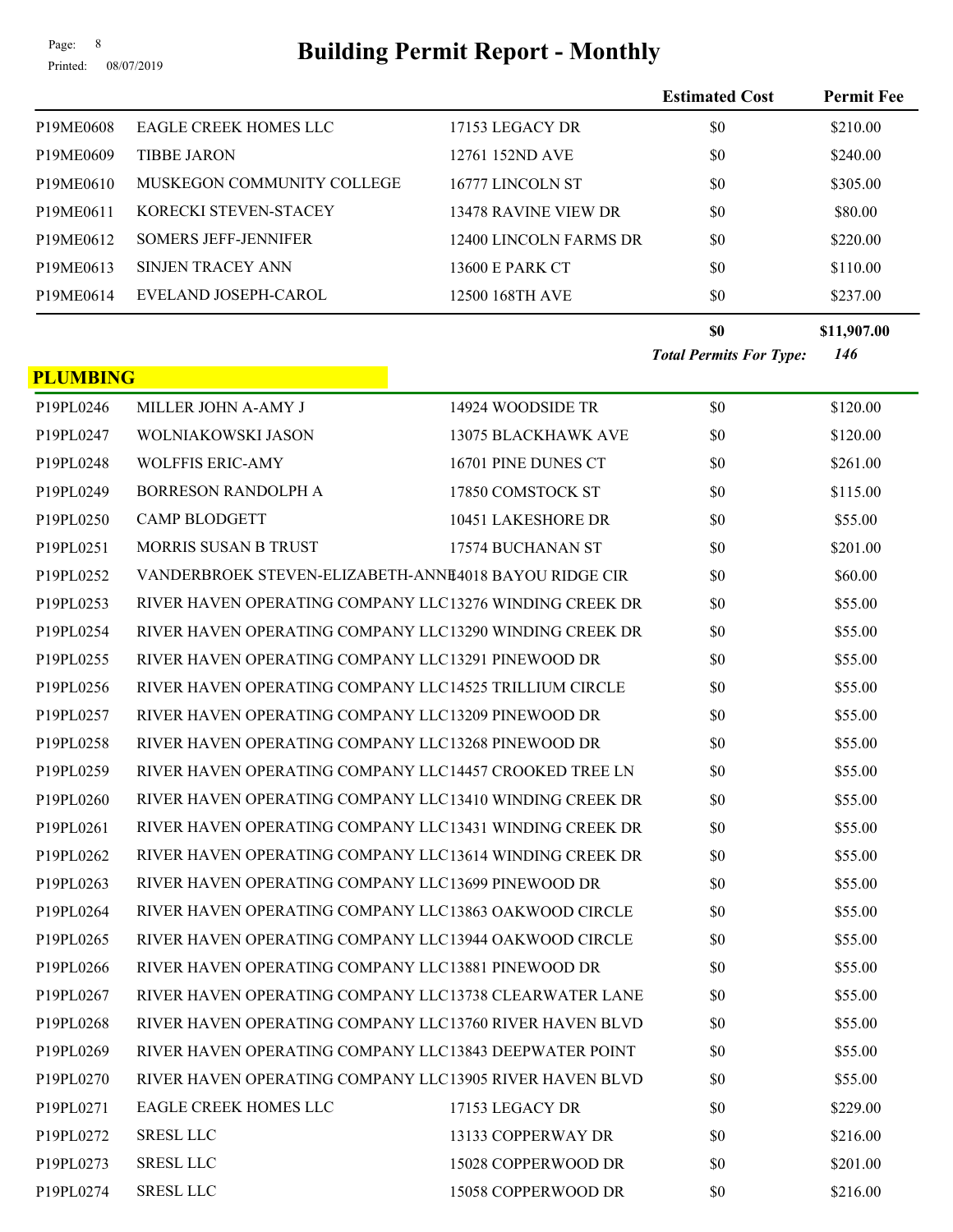# Building Permit Report - Monthly

| | | | Estimated Cost | Permit Fee |
|---|---|---|---|---|
| P19ME0608 | EAGLE CREEK HOMES LLC | 17153 LEGACY DR | $0 | $210.00 |
| P19ME0609 | TIBBE JARON | 12761 152ND AVE | $0 | $240.00 |
| P19ME0610 | MUSKEGON COMMUNITY COLLEGE | 16777 LINCOLN ST | $0 | $305.00 |
| P19ME0611 | KORECKI STEVEN-STACEY | 13478 RAVINE VIEW DR | $0 | $80.00 |
| P19ME0612 | SOMERS JEFF-JENNIFER | 12400 LINCOLN FARMS DR | $0 | $220.00 |
| P19ME0613 | SINJEN TRACEY ANN | 13600 E PARK CT | $0 | $110.00 |
| P19ME0614 | EVELAND JOSEPH-CAROL | 12500 168TH AVE | $0 | $237.00 |
| | | | **$0** | **$11,907.00** |
| | | | ***Total Permits For Type:*** | ***146*** |

## PLUMBING

| | | | Estimated Cost | Permit Fee |
|---|---|---|---|---|
| P19PL0246 | MILLER JOHN A-AMY J | 14924 WOODSIDE TR | $0 | $120.00 |
| P19PL0247 | WOLNIAKOWSKI JASON | 13075 BLACKHAWK AVE | $0 | $120.00 |
| P19PL0248 | WOLFFIS ERIC-AMY | 16701 PINE DUNES CT | $0 | $261.00 |
| P19PL0249 | BORRESON RANDOLPH A | 17850 COMSTOCK ST | $0 | $115.00 |
| P19PL0250 | CAMP BLODGETT | 10451 LAKESHORE DR | $0 | $55.00 |
| P19PL0251 | MORRIS SUSAN B TRUST | 17574 BUCHANAN ST | $0 | $201.00 |
| P19PL0252 | VANDERBROEK STEVEN-ELIZABETH-ANNE | 14018 BAYOU RIDGE CIR | $0 | $60.00 |
| P19PL0253 | RIVER HAVEN OPERATING COMPANY LLC | 13276 WINDING CREEK DR | $0 | $55.00 |
| P19PL0254 | RIVER HAVEN OPERATING COMPANY LLC | 13290 WINDING CREEK DR | $0 | $55.00 |
| P19PL0255 | RIVER HAVEN OPERATING COMPANY LLC | 13291 PINEWOOD DR | $0 | $55.00 |
| P19PL0256 | RIVER HAVEN OPERATING COMPANY LLC | 14525 TRILLIUM CIRCLE | $0 | $55.00 |
| P19PL0257 | RIVER HAVEN OPERATING COMPANY LLC | 13209 PINEWOOD DR | $0 | $55.00 |
| P19PL0258 | RIVER HAVEN OPERATING COMPANY LLC | 13268 PINEWOOD DR | $0 | $55.00 |
| P19PL0259 | RIVER HAVEN OPERATING COMPANY LLC | 14457 CROOKED TREE LN | $0 | $55.00 |
| P19PL0260 | RIVER HAVEN OPERATING COMPANY LLC | 13410 WINDING CREEK DR | $0 | $55.00 |
| P19PL0261 | RIVER HAVEN OPERATING COMPANY LLC | 13431 WINDING CREEK DR | $0 | $55.00 |
| P19PL0262 | RIVER HAVEN OPERATING COMPANY LLC | 13614 WINDING CREEK DR | $0 | $55.00 |
| P19PL0263 | RIVER HAVEN OPERATING COMPANY LLC | 13699 PINEWOOD DR | $0 | $55.00 |
| P19PL0264 | RIVER HAVEN OPERATING COMPANY LLC | 13863 OAKWOOD CIRCLE | $0 | $55.00 |
| P19PL0265 | RIVER HAVEN OPERATING COMPANY LLC | 13944 OAKWOOD CIRCLE | $0 | $55.00 |
| P19PL0266 | RIVER HAVEN OPERATING COMPANY LLC | 13881 PINEWOOD DR | $0 | $55.00 |
| P19PL0267 | RIVER HAVEN OPERATING COMPANY LLC | 13738 CLEARWATER LANE | $0 | $55.00 |
| P19PL0268 | RIVER HAVEN OPERATING COMPANY LLC | 13760 RIVER HAVEN BLVD | $0 | $55.00 |
| P19PL0269 | RIVER HAVEN OPERATING COMPANY LLC | 13843 DEEPWATER POINT | $0 | $55.00 |
| P19PL0270 | RIVER HAVEN OPERATING COMPANY LLC | 13905 RIVER HAVEN BLVD | $0 | $55.00 |
| P19PL0271 | EAGLE CREEK HOMES LLC | 17153 LEGACY DR | $0 | $229.00 |
| P19PL0272 | SRESL LLC | 13133 COPPERWAY DR | $0 | $216.00 |
| P19PL0273 | SRESL LLC | 15028 COPPERWOOD DR | $0 | $201.00 |
| P19PL0274 | SRESL LLC | 15058 COPPERWOOD DR | $0 | $216.00 |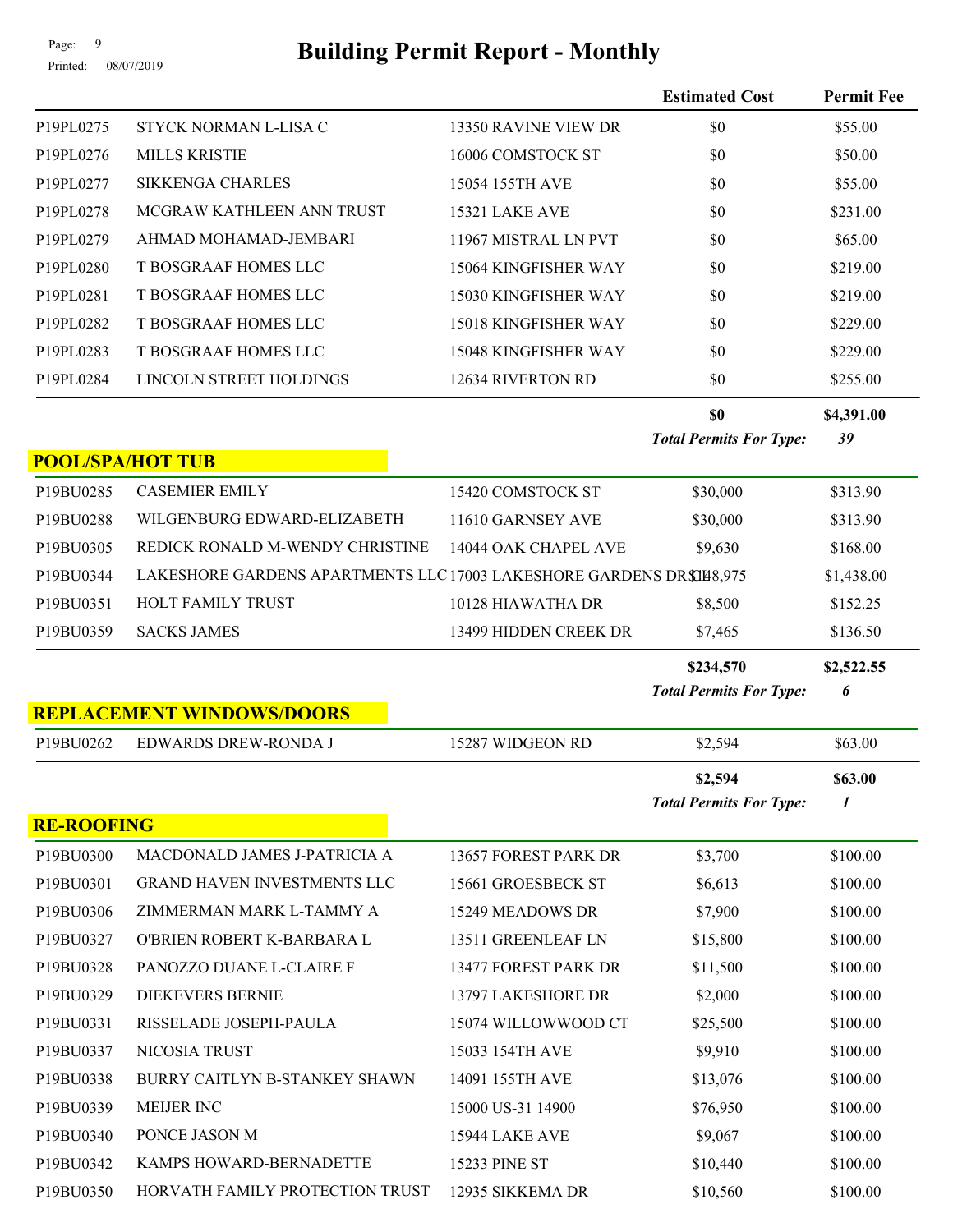# Building Permit Report - Monthly

| | | | Estimated Cost | Permit Fee |
|---|---|---|---|---|
| P19PL0275 | STYCK NORMAN L-LISA C | 13350 RAVINE VIEW DR | $0 | $55.00 |
| P19PL0276 | MILLS KRISTIE | 16006 COMSTOCK ST | $0 | $50.00 |
| P19PL0277 | SIKKENGA CHARLES | 15054 155TH AVE | $0 | $55.00 |
| P19PL0278 | MCGRAW KATHLEEN ANN TRUST | 15321 LAKE AVE | $0 | $231.00 |
| P19PL0279 | AHMAD MOHAMAD-JEMBARI | 11967 MISTRAL LN PVT | $0 | $65.00 |
| P19PL0280 | T BOSGRAAF HOMES LLC | 15064 KINGFISHER WAY | $0 | $219.00 |
| P19PL0281 | T BOSGRAAF HOMES LLC | 15030 KINGFISHER WAY | $0 | $219.00 |
| P19PL0282 | T BOSGRAAF HOMES LLC | 15018 KINGFISHER WAY | $0 | $229.00 |
| P19PL0283 | T BOSGRAAF HOMES LLC | 15048 KINGFISHER WAY | $0 | $229.00 |
| P19PL0284 | LINCOLN STREET HOLDINGS | 12634 RIVERTON RD | $0 | $255.00 |
| | | | **$0** | **$4,391.00** |
| | | | ***Total Permits For Type:*** | ***39*** |

## POOL/SPA/HOT TUB

| | | | Estimated Cost | Permit Fee |
|---|---|---|---|---|
| P19BU0285 | CASEMIER EMILY | 15420 COMSTOCK ST | $30,000 | $313.90 |
| P19BU0288 | WILGENBURG EDWARD-ELIZABETH | 11610 GARNSEY AVE | $30,000 | $313.90 |
| P19BU0305 | REDICK RONALD M-WENDY CHRISTINE | 14044 OAK CHAPEL AVE | $9,630 | $168.00 |
| P19BU0344 | LAKESHORE GARDENS APARTMENTS LLC | 17003 LAKESHORE GARDENS DR | $148,975 | $1,438.00 |
| P19BU0351 | HOLT FAMILY TRUST | 10128 HIAWATHA DR | $8,500 | $152.25 |
| P19BU0359 | SACKS JAMES | 13499 HIDDEN CREEK DR | $7,465 | $136.50 |
| | | | **$234,570** | **$2,522.55** |
| | | | ***Total Permits For Type:*** | ***6*** |

## REPLACEMENT WINDOWS/DOORS

| | | | Estimated Cost | Permit Fee |
|---|---|---|---|---|
| P19BU0262 | EDWARDS DREW-RONDA J | 15287 WIDGEON RD | $2,594 | $63.00 |
| | | | **$2,594** | **$63.00** |
| | | | ***Total Permits For Type:*** | ***1*** |

## RE-ROOFING

| | | | Estimated Cost | Permit Fee |
|---|---|---|---|---|
| P19BU0300 | MACDONALD JAMES J-PATRICIA A | 13657 FOREST PARK DR | $3,700 | $100.00 |
| P19BU0301 | GRAND HAVEN INVESTMENTS LLC | 15661 GROESBECK ST | $6,613 | $100.00 |
| P19BU0306 | ZIMMERMAN MARK L-TAMMY A | 15249 MEADOWS DR | $7,900 | $100.00 |
| P19BU0327 | O'BRIEN ROBERT K-BARBARA L | 13511 GREENLEAF LN | $15,800 | $100.00 |
| P19BU0328 | PANOZZO DUANE L-CLAIRE F | 13477 FOREST PARK DR | $11,500 | $100.00 |
| P19BU0329 | DIEKEVERS BERNIE | 13797 LAKESHORE DR | $2,000 | $100.00 |
| P19BU0331 | RISSELADE JOSEPH-PAULA | 15074 WILLOWWOOD CT | $25,500 | $100.00 |
| P19BU0337 | NICOSIA TRUST | 15033 154TH AVE | $9,910 | $100.00 |
| P19BU0338 | BURRY CAITLYN B-STANKEY SHAWN | 14091 155TH AVE | $13,076 | $100.00 |
| P19BU0339 | MEIJER INC | 15000 US-31 14900 | $76,950 | $100.00 |
| P19BU0340 | PONCE JASON M | 15944 LAKE AVE | $9,067 | $100.00 |
| P19BU0342 | KAMPS HOWARD-BERNADETTE | 15233 PINE ST | $10,440 | $100.00 |
| P19BU0350 | HORVATH FAMILY PROTECTION TRUST | 12935 SIKKEMA DR | $10,560 | $100.00 |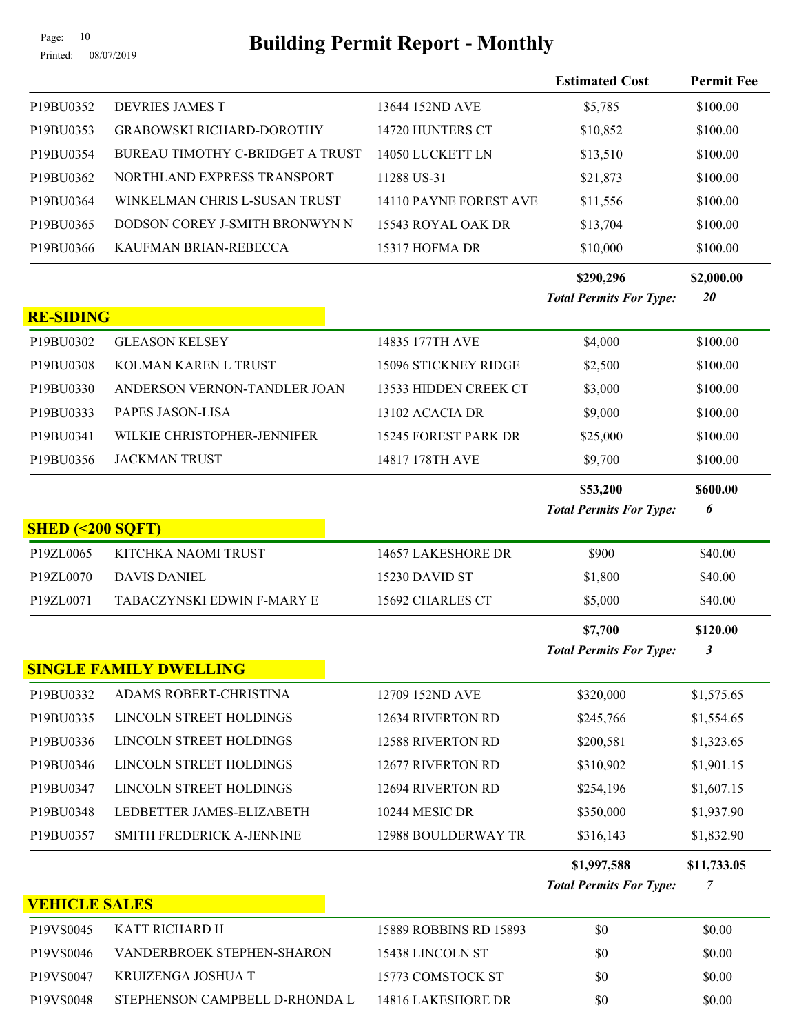# Building Permit Report - Monthly

| | | | Estimated Cost | Permit Fee |
|---|---|---|---|---|
| P19BU0352 | DEVRIES JAMES T | 13644 152ND AVE | $5,785 | $100.00 |
| P19BU0353 | GRABOWSKI RICHARD-DOROTHY | 14720 HUNTERS CT | $10,852 | $100.00 |
| P19BU0354 | BUREAU TIMOTHY C-BRIDGET A TRUST | 14050 LUCKETT LN | $13,510 | $100.00 |
| P19BU0362 | NORTHLAND EXPRESS TRANSPORT | 11288 US-31 | $21,873 | $100.00 |
| P19BU0364 | WINKELMAN CHRIS L-SUSAN TRUST | 14110 PAYNE FOREST AVE | $11,556 | $100.00 |
| P19BU0365 | DODSON COREY J-SMITH BRONWYN N | 15543 ROYAL OAK DR | $13,704 | $100.00 |
| P19BU0366 | KAUFMAN BRIAN-REBECCA | 15317 HOFMA DR | $10,000 | $100.00 |
| | | | **$290,296** | **$2,000.00** |
| | | | ***Total Permits For Type:*** | ***20*** |

## RE-SIDING

| | | | Estimated Cost | Permit Fee |
|---|---|---|---|---|
| P19BU0302 | GLEASON KELSEY | 14835 177TH AVE | $4,000 | $100.00 |
| P19BU0308 | KOLMAN KAREN L TRUST | 15096 STICKNEY RIDGE | $2,500 | $100.00 |
| P19BU0330 | ANDERSON VERNON-TANDLER JOAN | 13533 HIDDEN CREEK CT | $3,000 | $100.00 |
| P19BU0333 | PAPES JASON-LISA | 13102 ACACIA DR | $9,000 | $100.00 |
| P19BU0341 | WILKIE CHRISTOPHER-JENNIFER | 15245 FOREST PARK DR | $25,000 | $100.00 |
| P19BU0356 | JACKMAN TRUST | 14817 178TH AVE | $9,700 | $100.00 |
| | | | **$53,200** | **$600.00** |
| | | | ***Total Permits For Type:*** | ***6*** |

## SHED (<200 SQFT)

| | | | Estimated Cost | Permit Fee |
|---|---|---|---|---|
| P19ZL0065 | KITCHKA NAOMI TRUST | 14657 LAKESHORE DR | $900 | $40.00 |
| P19ZL0070 | DAVIS DANIEL | 15230 DAVID ST | $1,800 | $40.00 |
| P19ZL0071 | TABACZYNSKI EDWIN F-MARY E | 15692 CHARLES CT | $5,000 | $40.00 |
| | | | **$7,700** | **$120.00** |
| | | | ***Total Permits For Type:*** | ***3*** |

## SINGLE FAMILY DWELLING

| | | | Estimated Cost | Permit Fee |
|---|---|---|---|---|
| P19BU0332 | ADAMS ROBERT-CHRISTINA | 12709 152ND AVE | $320,000 | $1,575.65 |
| P19BU0335 | LINCOLN STREET HOLDINGS | 12634 RIVERTON RD | $245,766 | $1,554.65 |
| P19BU0336 | LINCOLN STREET HOLDINGS | 12588 RIVERTON RD | $200,581 | $1,323.65 |
| P19BU0346 | LINCOLN STREET HOLDINGS | 12677 RIVERTON RD | $310,902 | $1,901.15 |
| P19BU0347 | LINCOLN STREET HOLDINGS | 12694 RIVERTON RD | $254,196 | $1,607.15 |
| P19BU0348 | LEDBETTER JAMES-ELIZABETH | 10244 MESIC DR | $350,000 | $1,937.90 |
| P19BU0357 | SMITH FREDERICK A-JENNINE | 12988 BOULDERWAY TR | $316,143 | $1,832.90 |
| | | | **$1,997,588** | **$11,733.05** |
| | | | ***Total Permits For Type:*** | ***7*** |

## VEHICLE SALES

| | | | Estimated Cost | Permit Fee |
|---|---|---|---|---|
| P19VS0045 | KATT RICHARD H | 15889 ROBBINS RD 15893 | $0 | $0.00 |
| P19VS0046 | VANDERBROEK STEPHEN-SHARON | 15438 LINCOLN ST | $0 | $0.00 |
| P19VS0047 | KRUIZENGA JOSHUA T | 15773 COMSTOCK ST | $0 | $0.00 |
| P19VS0048 | STEPHENSON CAMPBELL D-RHONDA L | 14816 LAKESHORE DR | $0 | $0.00 |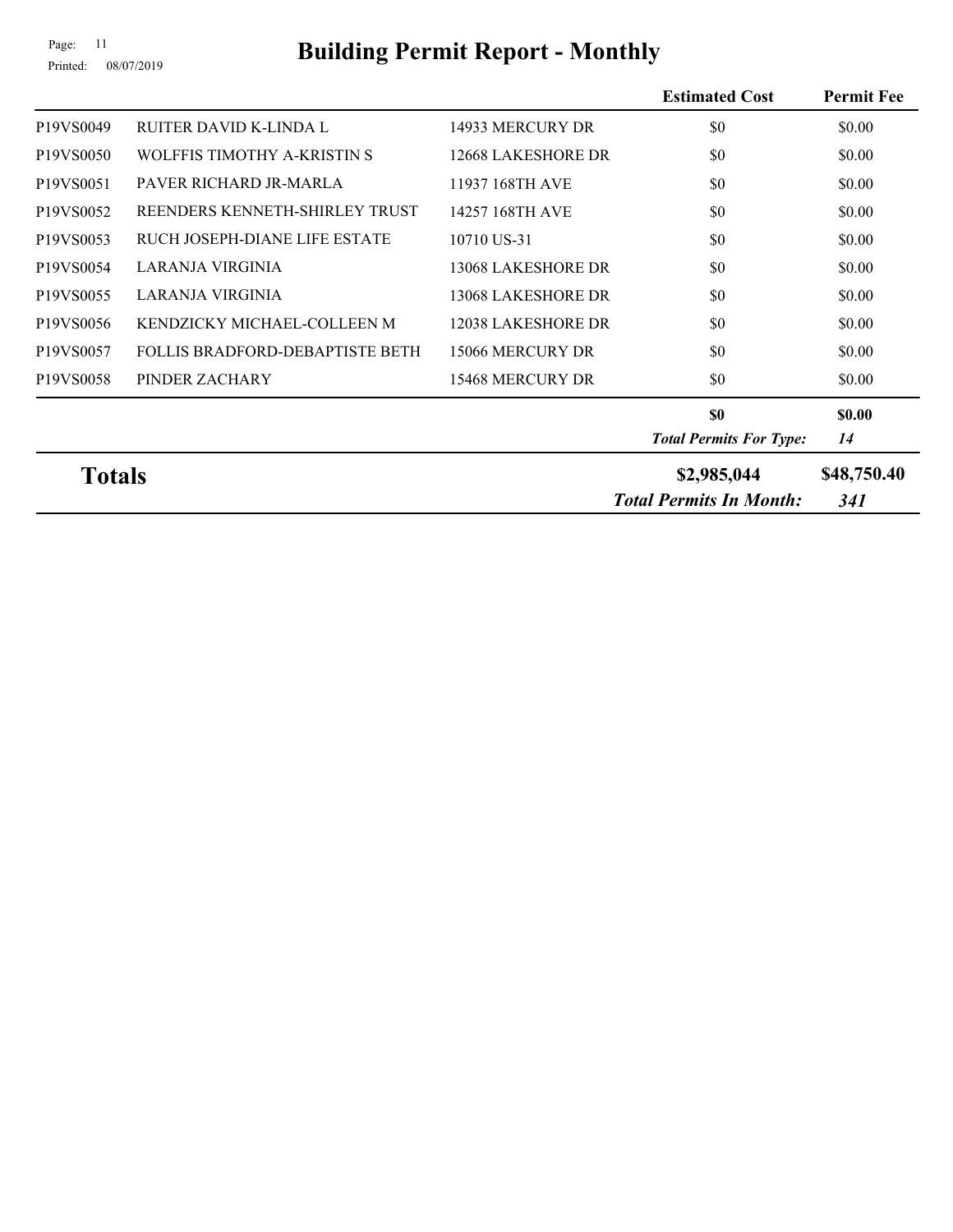# Building Permit Report - Monthly

| | | | Estimated Cost | Permit Fee |
|---|---|---|---|---|
| P19VS0049 | RUITER DAVID K-LINDA L | 14933 MERCURY DR | $0 | $0.00 |
| P19VS0050 | WOLFFIS TIMOTHY A-KRISTIN S | 12668 LAKESHORE DR | $0 | $0.00 |
| P19VS0051 | PAVER RICHARD JR-MARLA | 11937 168TH AVE | $0 | $0.00 |
| P19VS0052 | REENDERS KENNETH-SHIRLEY TRUST | 14257 168TH AVE | $0 | $0.00 |
| P19VS0053 | RUCH JOSEPH-DIANE LIFE ESTATE | 10710 US-31 | $0 | $0.00 |
| P19VS0054 | LARANJA VIRGINIA | 13068 LAKESHORE DR | $0 | $0.00 |
| P19VS0055 | LARANJA VIRGINIA | 13068 LAKESHORE DR | $0 | $0.00 |
| P19VS0056 | KENDZICKY MICHAEL-COLLEEN M | 12038 LAKESHORE DR | $0 | $0.00 |
| P19VS0057 | FOLLIS BRADFORD-DEBAPTISTE BETH | 15066 MERCURY DR | $0 | $0.00 |
| P19VS0058 | PINDER ZACHARY | 15468 MERCURY DR | $0 | $0.00 |
| | | | **$0** | **$0.00** |
| | | | ***Total Permits For Type:*** | ***14*** |
| **Totals** | | | **$2,985,044** | **$48,750.40** |
| | | | ***Total Permits In Month:*** | ***341*** |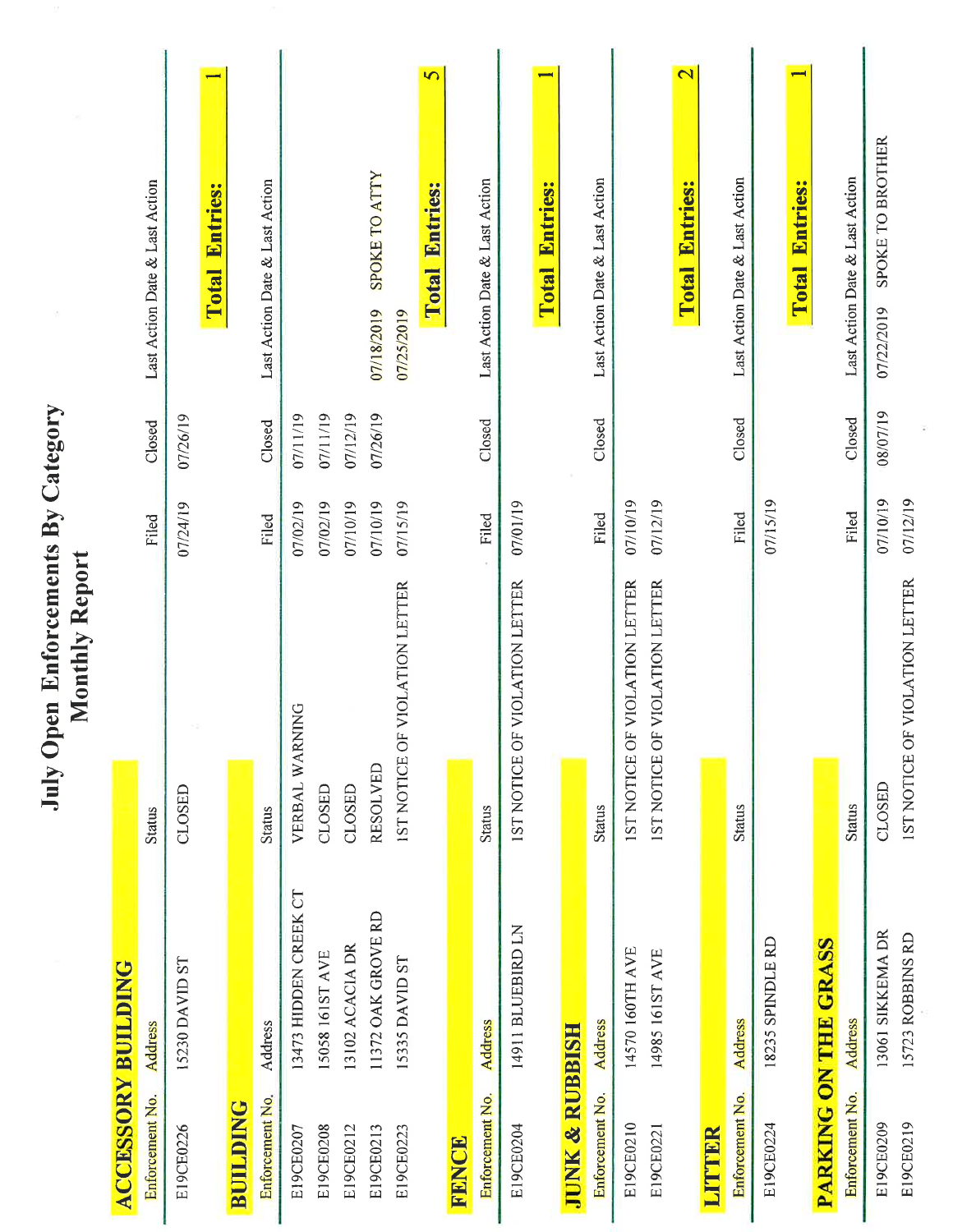# July Open Enforcements By Category
## Monthly Report

### ACCESSORY BUILDING

| Enforcement No. | Address | Status | Filed | Closed | Last Action Date & Last Action |
|---|---|---|---|---|---|
| E19CE0226 | 15230 DAVID ST | CLOSED | 07/24/19 | 07/26/19 | |

**Total Entries: 1**

### BUILDING

| Enforcement No. | Address | Status | Filed | Closed | Last Action Date & Last Action |
|---|---|---|---|---|---|
| E19CE0207 | 13473 HIDDEN CREEK CT | VERBAL WARNING | 07/02/19 | 07/11/19 | |
| E19CE0208 | 15058 161ST AVE | CLOSED | 07/02/19 | 07/11/19 | |
| E19CE0212 | 13102 ACACIA DR | CLOSED | 07/10/19 | 07/12/19 | |
| E19CE0213 | 11372 OAK GROVE RD | RESOLVED | 07/10/19 | 07/26/19 | 07/18/2019 SPOKE TO ATTY |
| E19CE0223 | 15335 DAVID ST | 1ST NOTICE OF VIOLATION LETTER | 07/15/19 | | 07/25/2019 |

**Total Entries: 5**

### FENCE

| Enforcement No. | Address | Status | Filed | Closed | Last Action Date & Last Action |
|---|---|---|---|---|---|
| E19CE0204 | 14911 BLUEBIRD LN | 1ST NOTICE OF VIOLATION LETTER | 07/01/19 | | |

**Total Entries: 1**

### JUNK & RUBBISH

| Enforcement No. | Address | Status | Filed | Closed | Last Action Date & Last Action |
|---|---|---|---|---|---|
| E19CE0210 | 14570 160TH AVE | 1ST NOTICE OF VIOLATION LETTER | 07/10/19 | | |
| E19CE0221 | 14985 161ST AVE | 1ST NOTICE OF VIOLATION LETTER | 07/12/19 | | |

**Total Entries: 2**

### LITTER

| Enforcement No. | Address | Status | Filed | Closed | Last Action Date & Last Action |
|---|---|---|---|---|---|
| E19CE0224 | 18235 SPINDLE RD | | 07/15/19 | | |

**Total Entries: 1**

### PARKING ON THE GRASS

| Enforcement No. | Address | Status | Filed | Closed | Last Action Date & Last Action |
|---|---|---|---|---|---|
| E19CE0209 | 13061 SIKKEMA DR | CLOSED | 07/10/19 | 08/07/19 | 07/22/2019 SPOKE TO BROTHER |
| E19CE0219 | 15723 ROBBINS RD | 1ST NOTICE OF VIOLATION LETTER | 07/12/19 | | |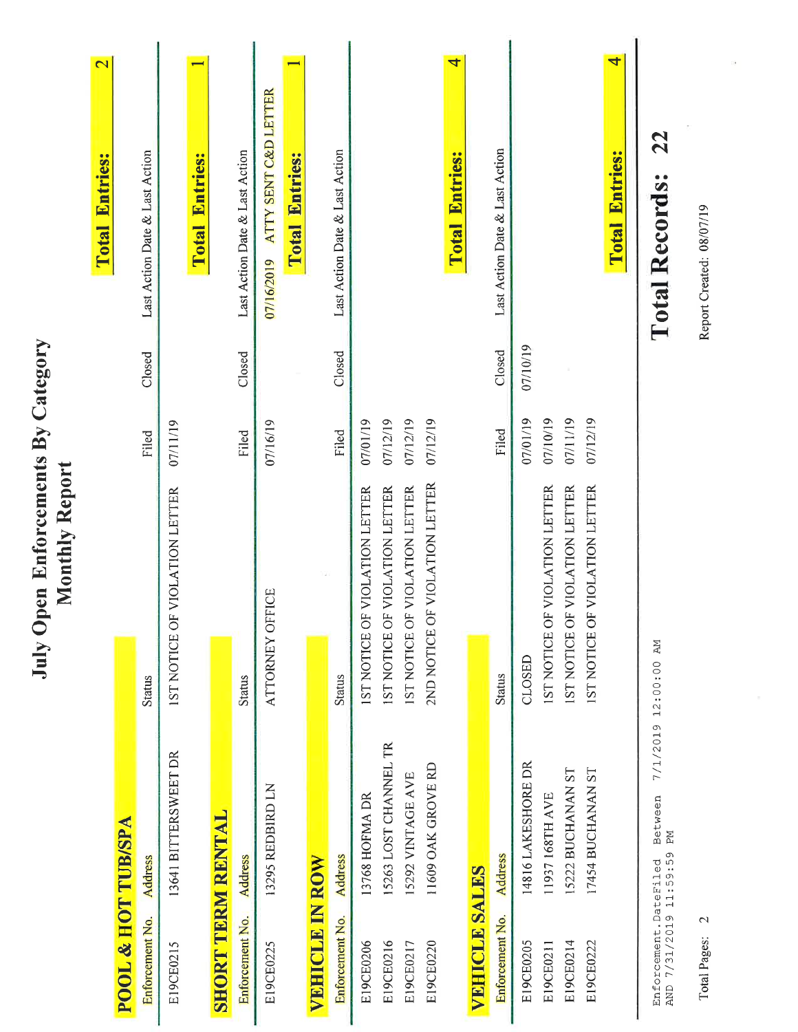# July Open Enforcements By Category
## Monthly Report

### POOL & HOT TUB/SPA

**Total Entries: 2**

| Enforcement No. | Address | Status | Filed | Closed | Last Action Date & Last Action |
|---|---|---|---|---|---|
| E19CE0215 | 13641 BITTERSWEET DR | 1ST NOTICE OF VIOLATION LETTER | 07/11/19 | | |

### SHORT TERM RENTAL

**Total Entries: 1**

| Enforcement No. | Address | Status | Filed | Closed | Last Action Date & Last Action |
|---|---|---|---|---|---|
| E19CE0225 | 13295 REDBIRD LN | ATTORNEY OFFICE | 07/16/19 | | 07/16/2019 ATTY SENT C&D LETTER |

### VEHICLE IN ROW

**Total Entries: 1**

| Enforcement No. | Address | Status | Filed | Closed | Last Action Date & Last Action |
|---|---|---|---|---|---|
| E19CE0206 | 13768 HOFMA DR | 1ST NOTICE OF VIOLATION LETTER | 07/01/19 | | |
| E19CE0216 | 15263 LOST CHANNEL TR | 1ST NOTICE OF VIOLATION LETTER | 07/12/19 | | |
| E19CE0217 | 15292 VINTAGE AVE | 1ST NOTICE OF VIOLATION LETTER | 07/12/19 | | |
| E19CE0220 | 11609 OAK GROVE RD | 2ND NOTICE OF VIOLATION LETTER | 07/12/19 | | |

**Total Entries: 4**

### VEHICLE SALES

| Enforcement No. | Address | Status | Filed | Closed | Last Action Date & Last Action |
|---|---|---|---|---|---|
| E19CE0205 | 14816 LAKESHORE DR | CLOSED | 07/01/19 | 07/10/19 | |
| E19CE0211 | 11937 168TH AVE | 1ST NOTICE OF VIOLATION LETTER | 07/10/19 | | |
| E19CE0214 | 15222 BUCHANAN ST | 1ST NOTICE OF VIOLATION LETTER | 07/11/19 | | |
| E19CE0222 | 17454 BUCHANAN ST | 1ST NOTICE OF VIOLATION LETTER | 07/12/19 | | |

**Total Entries: 4**

**Total Records: 22**

Enforcement.DateFiled Between 7/1/2019 12:00:00 AM AND 7/31/2019 11:59:59 PM

Total Pages: 2

Report Created: 08/07/19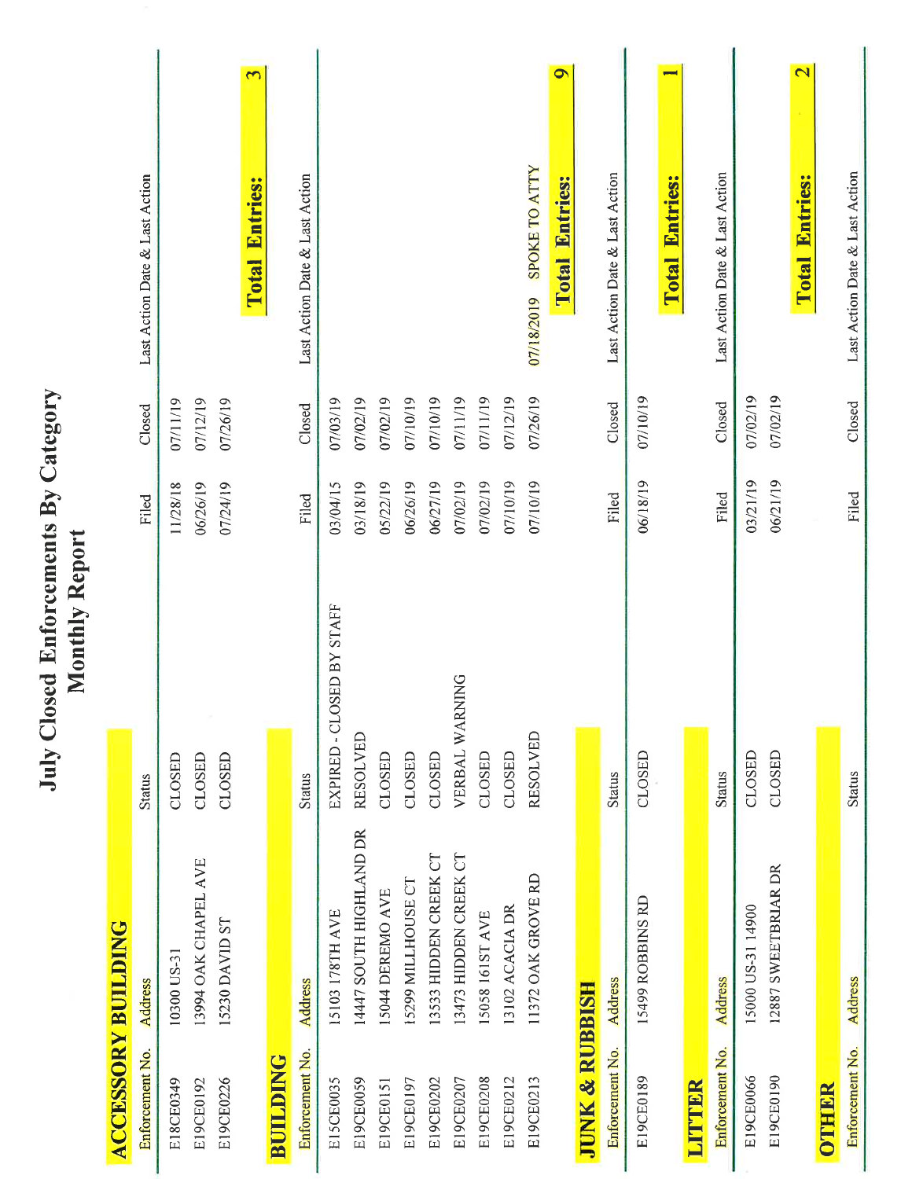# July Closed Enforcements By Category
## Monthly Report

### ACCESSORY BUILDING

| Enforcement No. | Address | Status | Filed | Closed | Last Action Date & Last Action |
|---|---|---|---|---|---|
| E18CE0349 | 10300 US-31 | CLOSED | 11/28/18 | 07/11/19 | |
| E19CE0192 | 13994 OAK CHAPEL AVE | CLOSED | 06/26/19 | 07/12/19 | |
| E19CE0226 | 15230 DAVID ST | CLOSED | 07/24/19 | 07/26/19 | |

**Total Entries: 3**

### BUILDING

| Enforcement No. | Address | Status | Filed | Closed | Last Action Date & Last Action |
|---|---|---|---|---|---|
| E15CE0035 | 15103 178TH AVE | EXPIRED - CLOSED BY STAFF | 03/04/15 | 07/03/19 | |
| E19CE0059 | 14447 SOUTH HIGHLAND DR | RESOLVED | 03/18/19 | 07/02/19 | |
| E19CE0151 | 15044 DEREMO AVE | CLOSED | 05/22/19 | 07/02/19 | |
| E19CE0197 | 15299 MILLHOUSE CT | CLOSED | 06/26/19 | 07/10/19 | |
| E19CE0202 | 13533 HIDDEN CREEK CT | CLOSED | 06/27/19 | 07/10/19 | |
| E19CE0207 | 13473 HIDDEN CREEK CT | VERBAL WARNING | 07/02/19 | 07/11/19 | |
| E19CE0208 | 15058 161ST AVE | CLOSED | 07/02/19 | 07/11/19 | |
| E19CE0212 | 13102 ACACIA DR | CLOSED | 07/10/19 | 07/12/19 | |
| E19CE0213 | 11372 OAK GROVE RD | RESOLVED | 07/10/19 | 07/26/19 | 07/18/2019 SPOKE TO ATTY |

**Total Entries: 9**

### JUNK & RUBBISH

| Enforcement No. | Address | Status | Filed | Closed | Last Action Date & Last Action |
|---|---|---|---|---|---|
| E19CE0189 | 15499 ROBBINS RD | CLOSED | 06/18/19 | 07/10/19 | |

**Total Entries: 1**

### LITTER

| Enforcement No. | Address | Status | Filed | Closed | Last Action Date & Last Action |
|---|---|---|---|---|---|
| E19CE0066 | 15000 US-31 14900 | CLOSED | 03/21/19 | 07/02/19 | |
| E19CE0190 | 12887 SWEETBRIAR DR | CLOSED | 06/21/19 | 07/02/19 | |

**Total Entries: 2**

### OTHER

| Enforcement No. | Address | Status | Filed | Closed | Last Action Date & Last Action |
|---|---|---|---|---|---|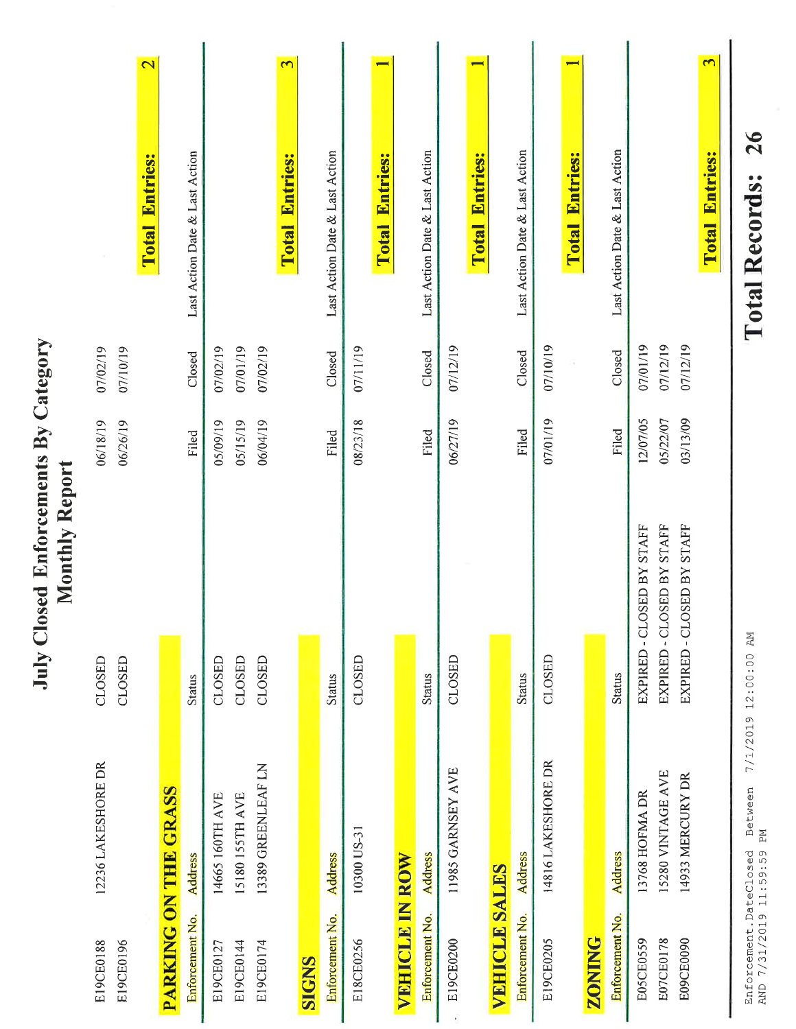# July Closed Enforcements By Category
## Monthly Report

| Enforcement No. | Address | Status | Filed | Closed | Last Action Date & Last Action |
|---|---|---|---|---|---|
| E19CE0188 | 12236 LAKESHORE DR | CLOSED | 06/18/19 | 07/02/19 | |
| E19CE0196 | | CLOSED | 06/26/19 | 07/10/19 | |

**Total Entries: 2**

### PARKING ON THE GRASS

| Enforcement No. | Address | Status | Filed | Closed | Last Action Date & Last Action |
|---|---|---|---|---|---|
| E19CE0127 | 14665 160TH AVE | CLOSED | 05/09/19 | 07/02/19 | |
| E19CE0144 | 15180 155TH AVE | CLOSED | 05/15/19 | 07/01/19 | |
| E19CE0174 | 13389 GREENLEAF LN | CLOSED | 06/04/19 | 07/02/19 | |

**Total Entries: 3**

### SIGNS

| Enforcement No. | Address | Status | Filed | Closed | Last Action Date & Last Action |
|---|---|---|---|---|---|
| E18CE0256 | 10300 US-31 | CLOSED | 08/23/18 | 07/11/19 | |

**Total Entries: 1**

### VEHICLE IN ROW

| Enforcement No. | Address | Status | Filed | Closed | Last Action Date & Last Action |
|---|---|---|---|---|---|
| E19CE0200 | 11985 GARNSEY AVE | CLOSED | 06/27/19 | 07/12/19 | |

**Total Entries: 1**

### VEHICLE SALES

| Enforcement No. | Address | Status | Filed | Closed | Last Action Date & Last Action |
|---|---|---|---|---|---|
| E19CE0205 | 14816 LAKESHORE DR | CLOSED | 07/01/19 | 07/10/19 | |

**Total Entries: 1**

### ZONING

| Enforcement No. | Address | Status | Filed | Closed | Last Action Date & Last Action |
|---|---|---|---|---|---|
| E05CE0559 | 13768 HOFMA DR | EXPIRED - CLOSED BY STAFF | 12/07/05 | 07/01/19 | |
| E07CE0178 | 15280 VINTAGE AVE | EXPIRED - CLOSED BY STAFF | 05/22/07 | 07/12/19 | |
| E09CE0090 | 14933 MERCURY DR | EXPIRED - CLOSED BY STAFF | 03/13/09 | 07/12/19 | |

**Total Entries: 3**

Enforcement.DateClosed Between 7/1/2019 12:00:00 AM AND 7/31/2019 11:59:59 PM

**Total Records: 26**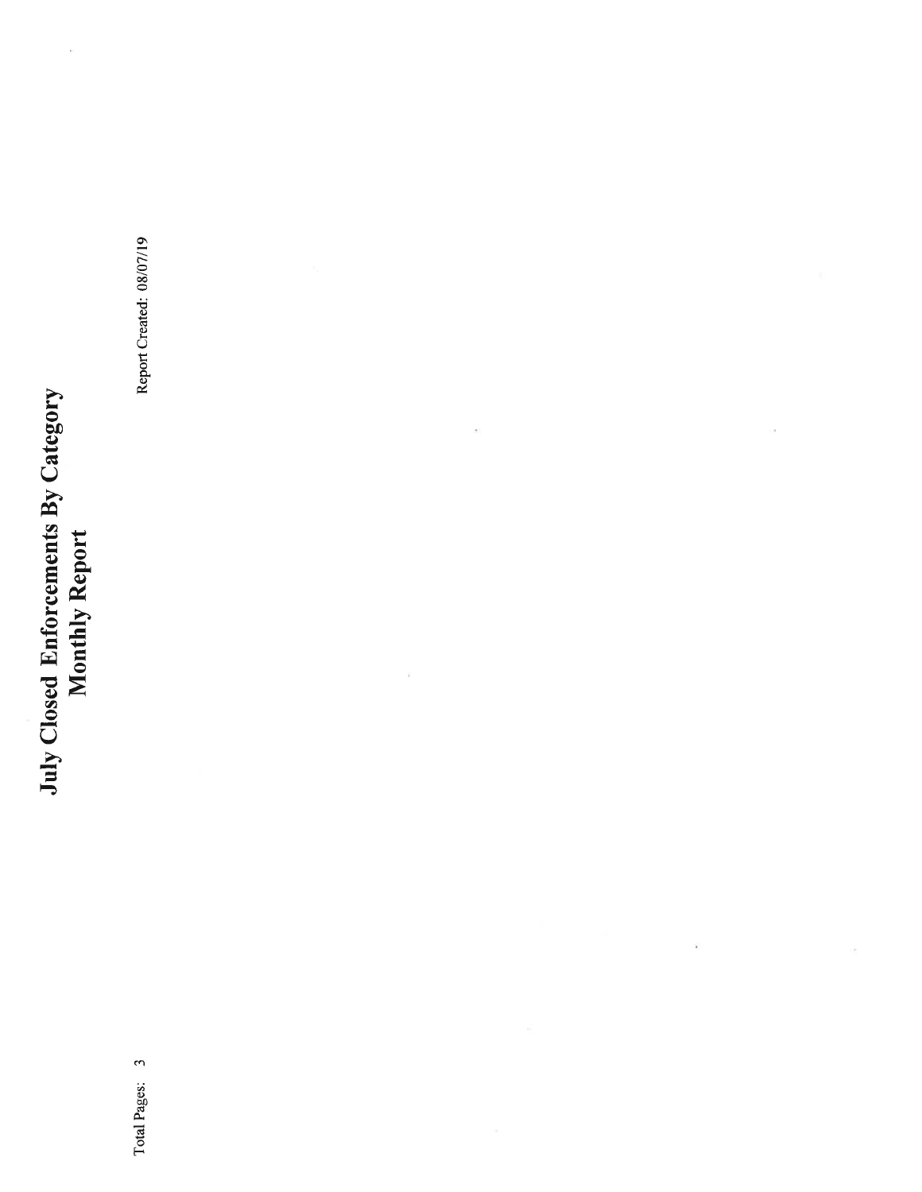# July Closed Enforcements By Category
## Monthly Report

Report Created: 08/07/19

Total Pages: 3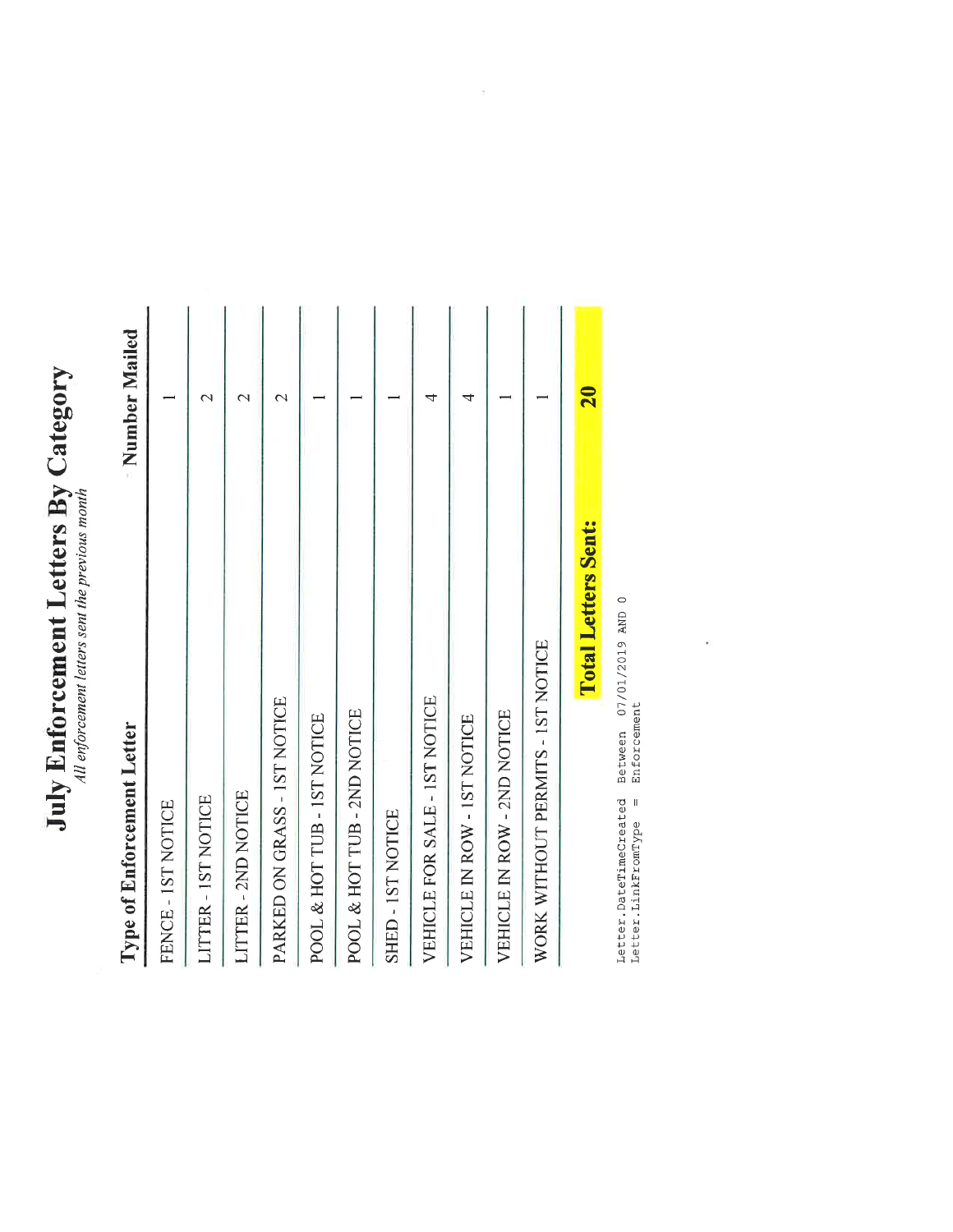# July Enforcement Letters By Category

*All enforcement letters sent the previous month*

| Type of Enforcement Letter | Number Mailed |
|---|---|
| FENCE - 1ST NOTICE | 1 |
| LITTER - 1ST NOTICE | 2 |
| LITTER - 2ND NOTICE | 2 |
| PARKED ON GRASS - 1ST NOTICE | 2 |
| POOL & HOT TUB - 1ST NOTICE | 1 |
| POOL & HOT TUB - 2ND NOTICE | 1 |
| SHED - 1ST NOTICE | 1 |
| VEHICLE FOR SALE - 1ST NOTICE | 4 |
| VEHICLE IN ROW - 1ST NOTICE | 4 |
| VEHICLE IN ROW - 2ND NOTICE | 1 |
| WORK WITHOUT PERMITS - 1ST NOTICE | 1 |
| **Total Letters Sent:** | **20** |

```
Letter.DateTimeCreated  Between  07/01/2019 AND 0
Letter.LinkFromType  =  Enforcement
```